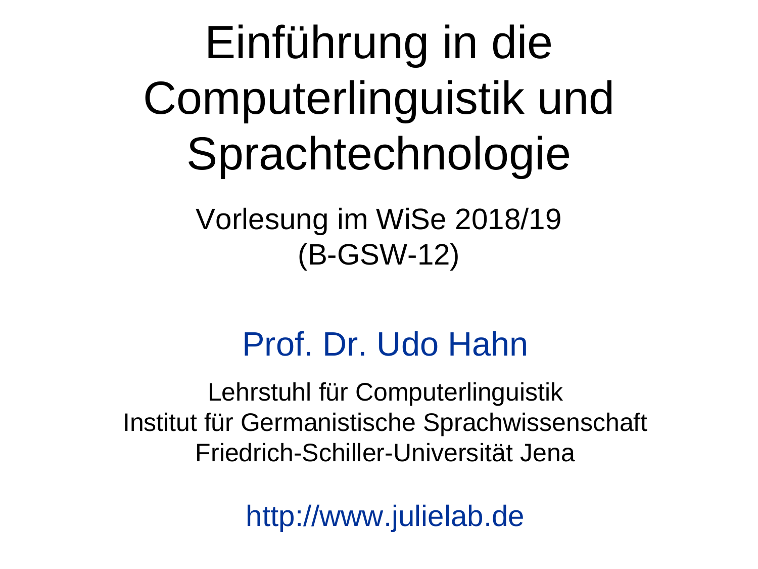# Einführung in die Computerlinguistik und Sprachtechnologie

Vorlesung im WiSe 2018/19
(B-GSW-12)

Prof. Dr. Udo Hahn

Lehrstuhl für Computerlinguistik
Institut für Germanistische Sprachwissenschaft
Friedrich-Schiller-Universität Jena

http://www.julielab.de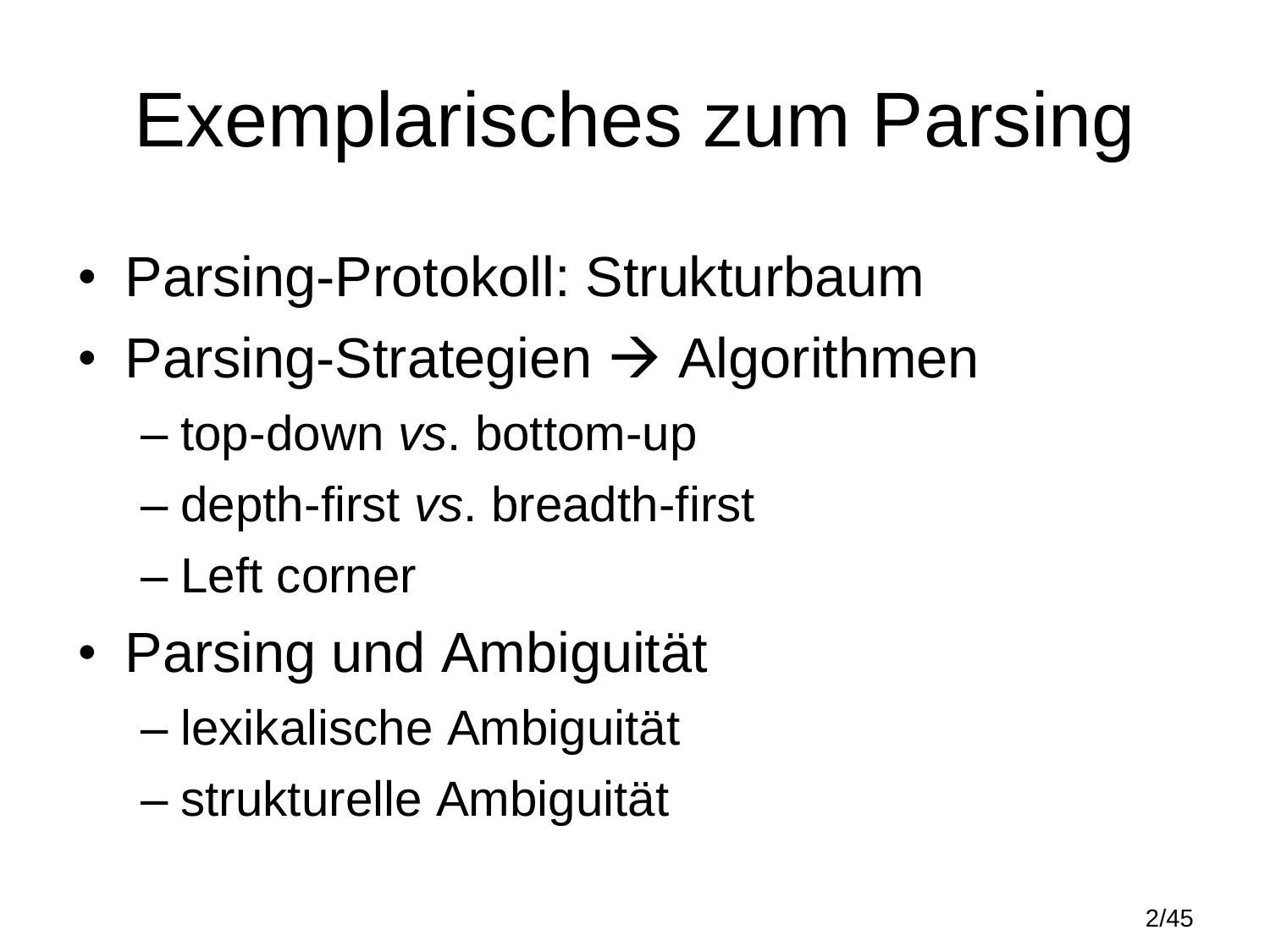# Exemplarisches zum Parsing

- Parsing-Protokoll: Strukturbaum
- Parsing-Strategien → Algorithmen
  - top-down *vs*. bottom-up
  - depth-first *vs*. breadth-first
  - Left corner
- Parsing und Ambiguität
  - lexikalische Ambiguität
  - strukturelle Ambiguität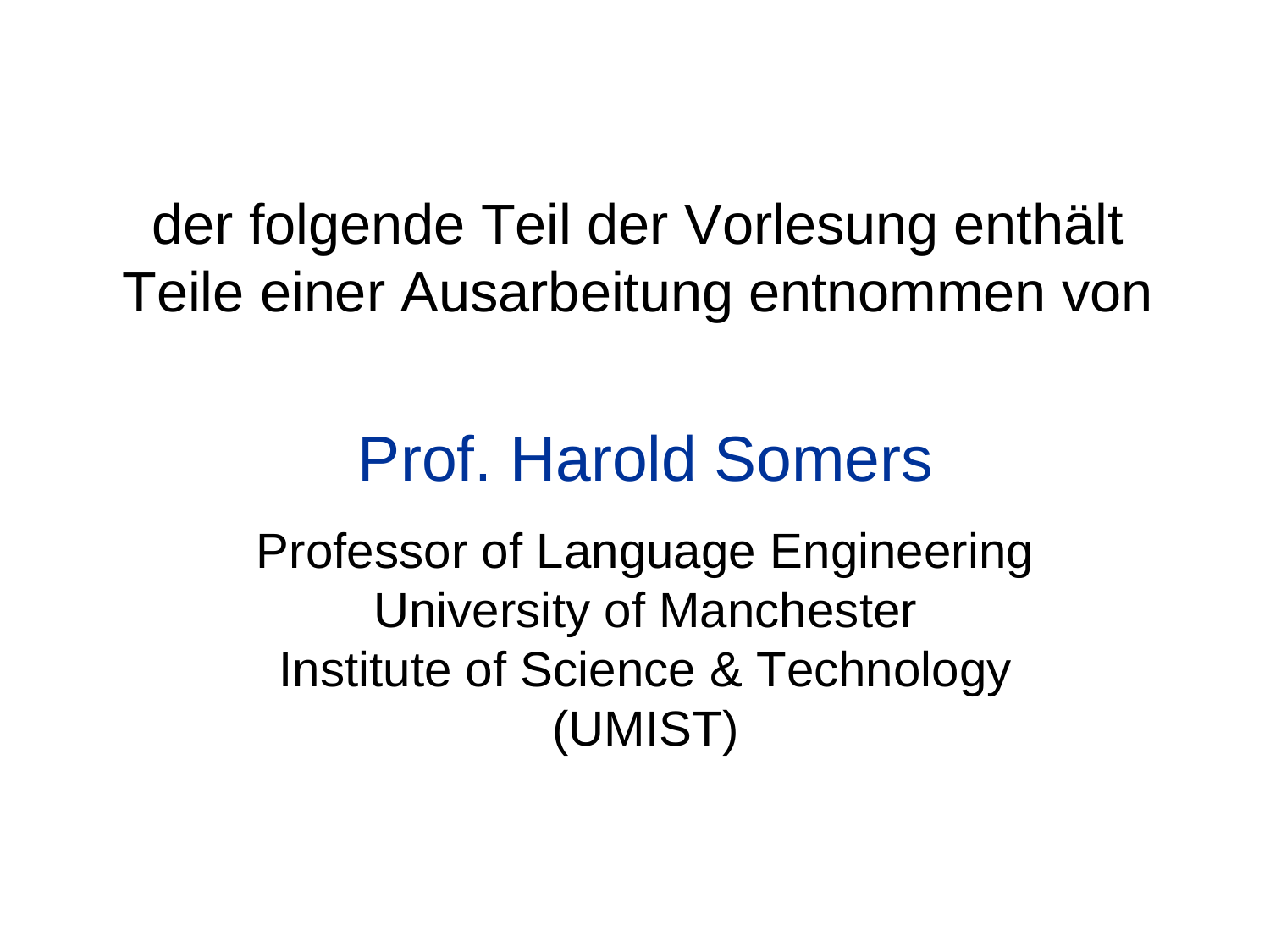der folgende Teil der Vorlesung enthält Teile einer Ausarbeitung entnommen von

## Prof. Harold Somers

Professor of Language Engineering
University of Manchester
Institute of Science & Technology
(UMIST)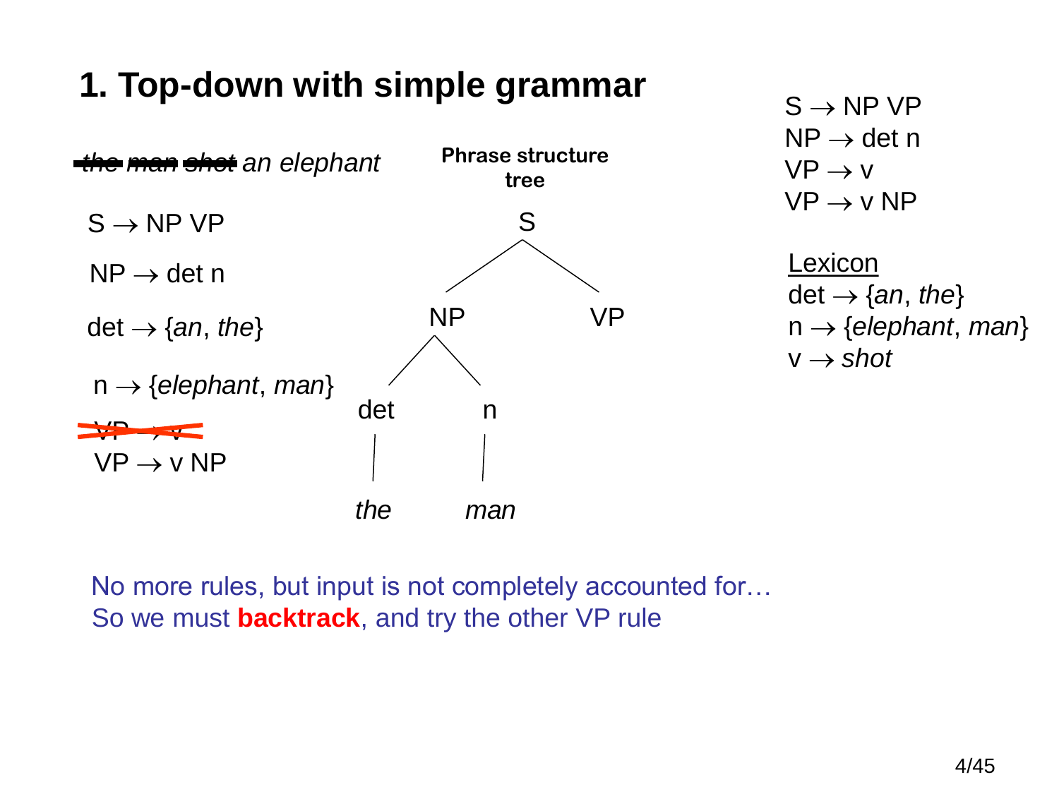# 1. Top-down with simple grammar

~~the man shot~~ *an elephant*

S → NP VP

NP → det n

det → {*an*, *the*}

n → {*elephant*, *man*}

~~VP → v~~

VP → v NP

**Phrase structure tree**

```
            S
          /   \
        NP     VP
       /  \
     det    n
      |     |
     the   man
```

S → NP VP
NP → det n
VP → v
VP → v NP

Lexicon
det → {*an*, *the*}
n → {*elephant*, *man*}
v → *shot*

No more rules, but input is not completely accounted for…
So we must **backtrack**, and try the other VP rule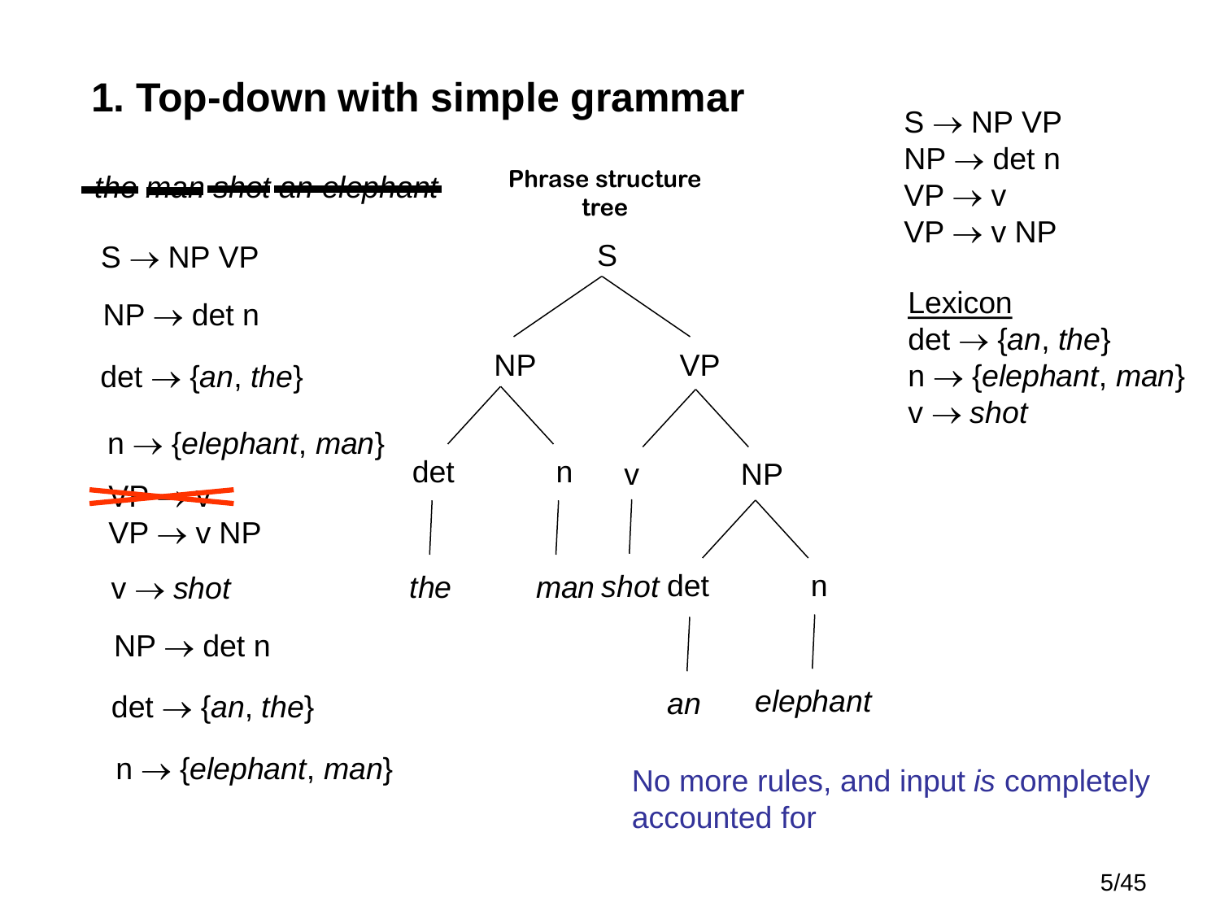# 1. Top-down with simple grammar

~~*the man shot an elephant*~~

S → NP VP

NP → det n

det → {*an*, *the*}

n → {*elephant*, *man*}

~~VP → v~~

VP → v NP

v → *shot*

NP → det n

det → {*an*, *the*}

n → {*elephant*, *man*}

**Phrase structure tree**

```
                S
              /   \
            NP     VP
           /  \   /  \
         det   n v    NP
          |    | |   /  \
         the man shot det  n
                      |    |
                      an  elephant
```

S → NP VP
NP → det n
VP → v
VP → v NP

<u>Lexicon</u>
det → {*an*, *the*}
n → {*elephant*, *man*}
v → *shot*

No more rules, and input *is* completely accounted for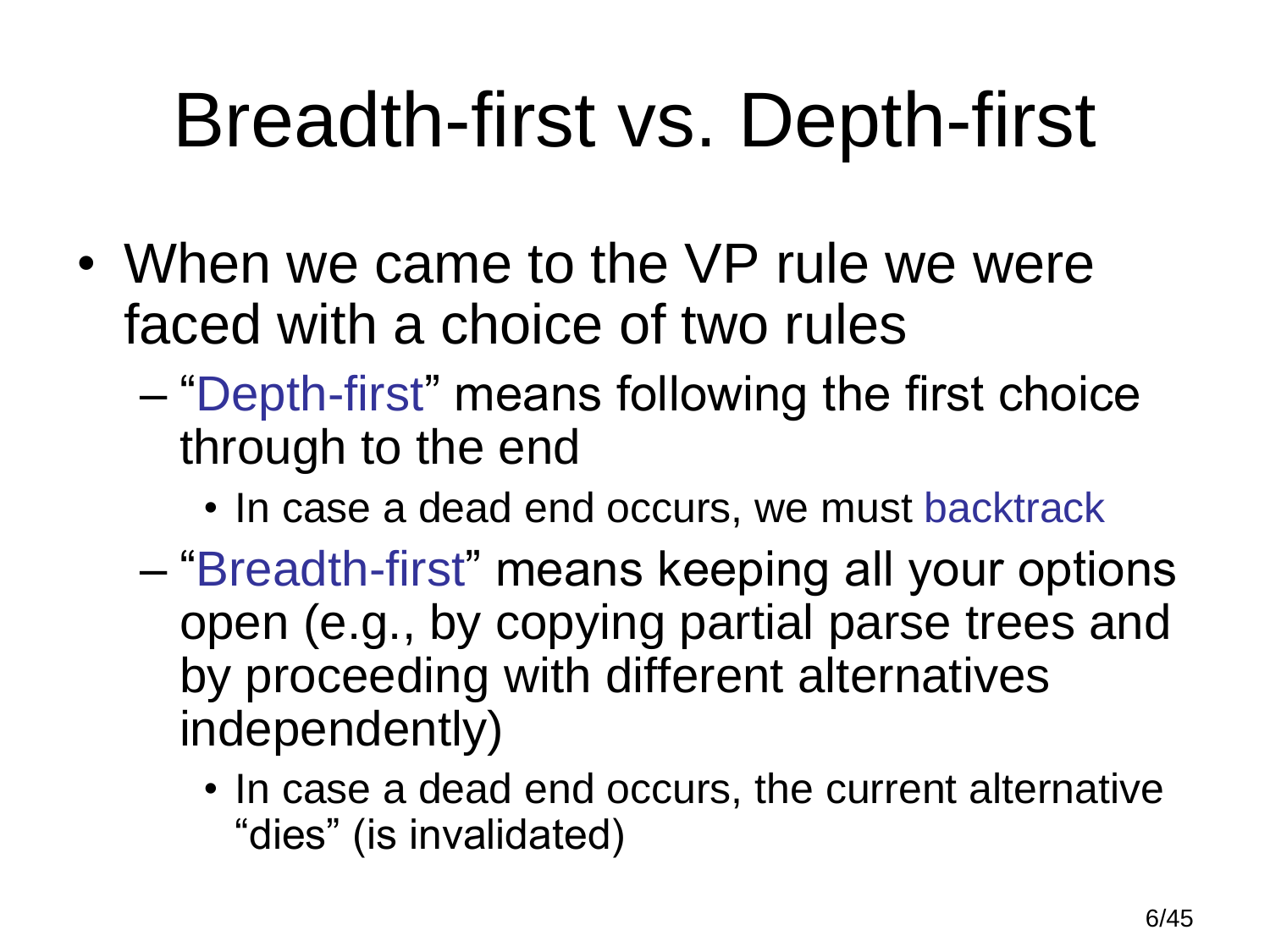# Breadth-first vs. Depth-first

- When we came to the VP rule we were faced with a choice of two rules
  - "Depth-first" means following the first choice through to the end
    - In case a dead end occurs, we must backtrack
  - "Breadth-first" means keeping all your options open (e.g., by copying partial parse trees and by proceeding with different alternatives independently)
    - In case a dead end occurs, the current alternative "dies" (is invalidated)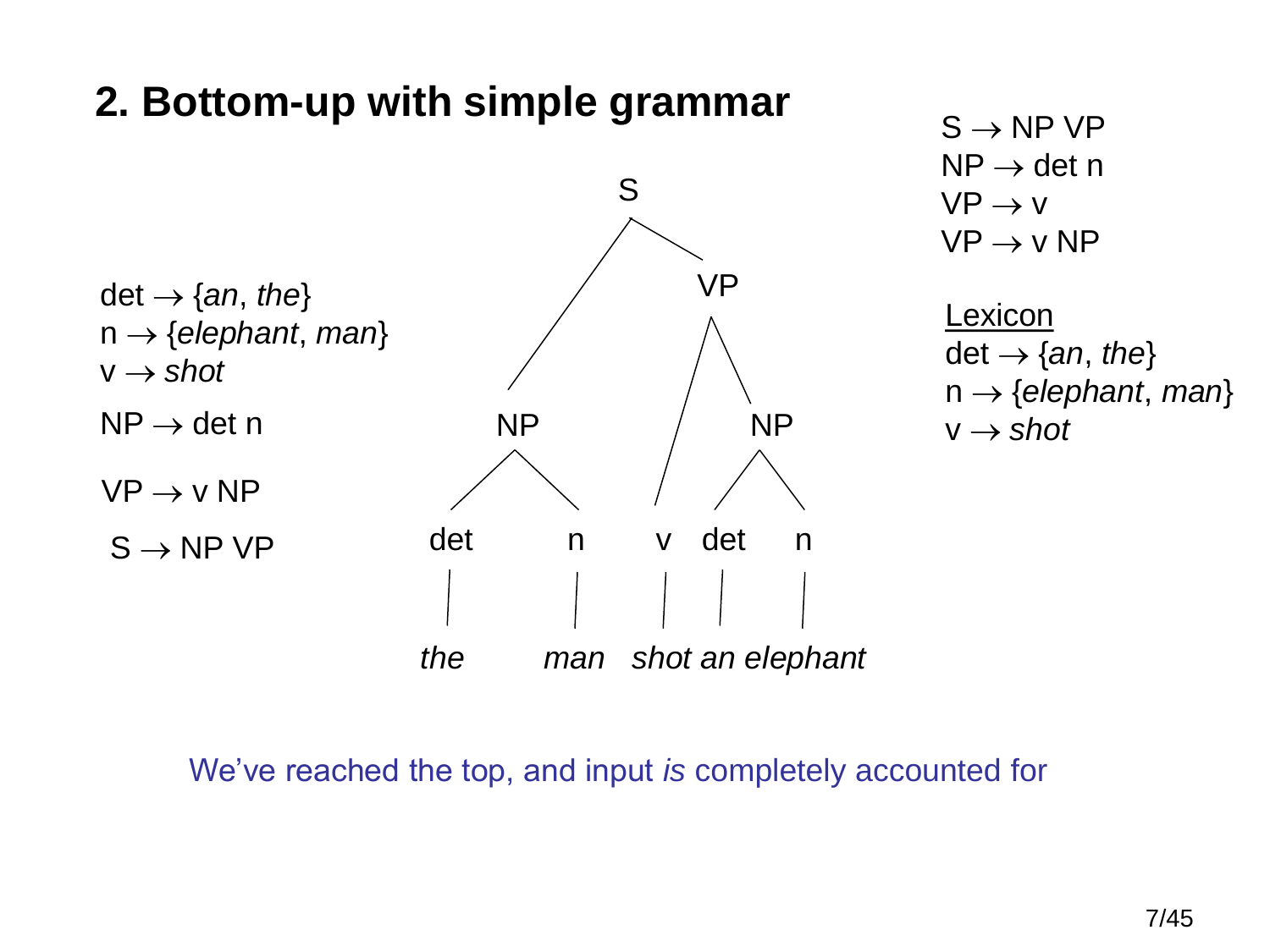# 2. Bottom-up with simple grammar

S → NP VP
NP → det n
VP → v
VP → v NP

Lexicon
det → {*an*, *the*}
n → {*elephant*, *man*}
v → *shot*

det → {*an*, *the*}
n → {*elephant*, *man*}
v → *shot*
NP → det n
VP → v NP
S → NP VP

```
                S
              /   \
            NP     VP
           /  \   /  \
         det   n v    NP
          |    | |   /  \
          |    | | det   n
          |    | |  |    |
         the man shot an elephant
```

We've reached the top, and input *is* completely accounted for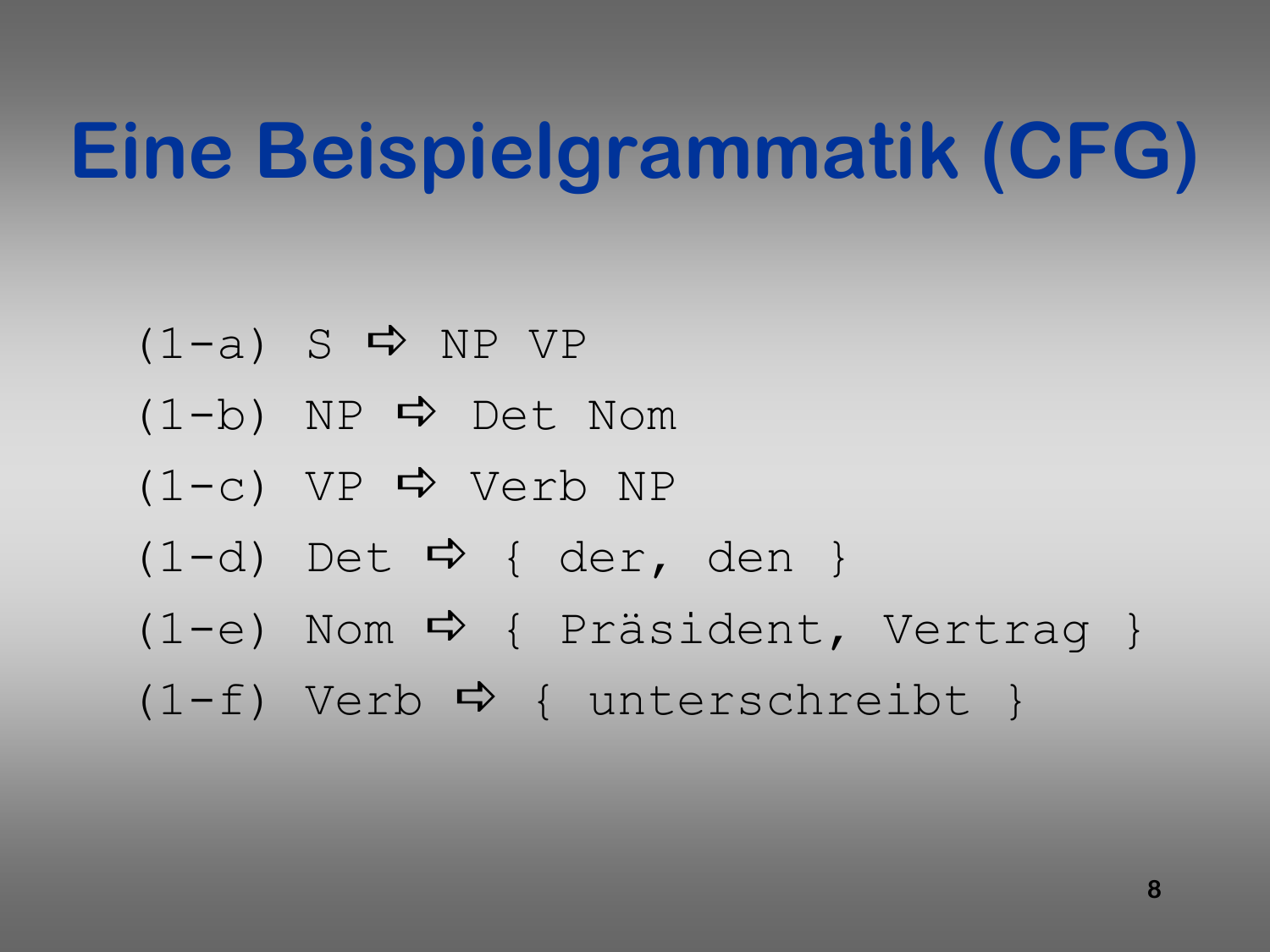# Eine Beispielgrammatik (CFG)

```
(1-a) S ⇨ NP VP
(1-b) NP ⇨ Det Nom
(1-c) VP ⇨ Verb NP
(1-d) Det ⇨ { der, den }
(1-e) Nom ⇨ { Präsident, Vertrag }
(1-f) Verb ⇨ { unterschreibt }
```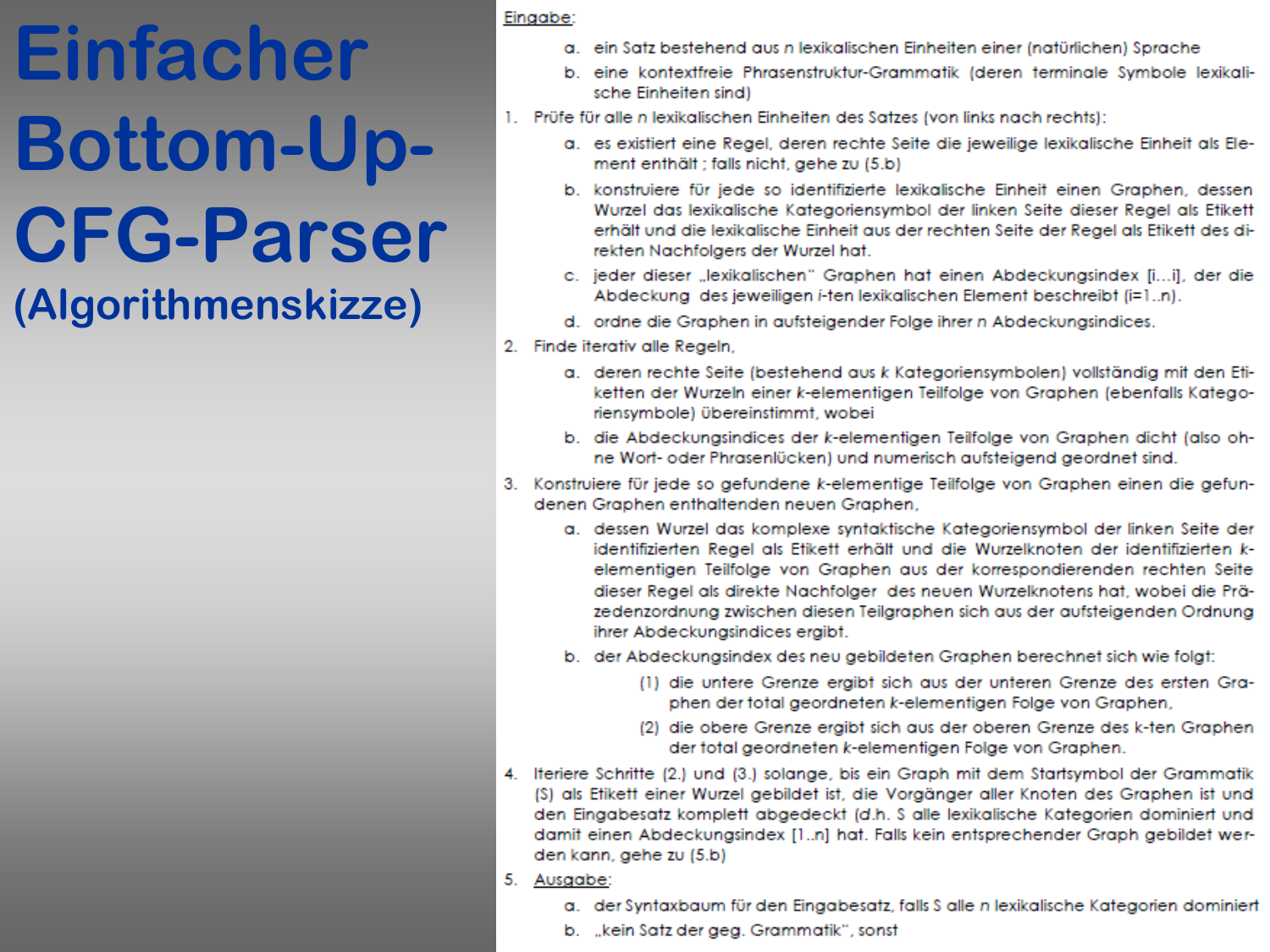# Einfacher Bottom-Up-CFG-Parser

## (Algorithmenskizze)

Eingabe:

a. ein Satz bestehend aus *n* lexikalischen Einheiten einer (natürlichen) Sprache
b. eine kontextfreie Phrasenstruktur-Grammatik (deren terminale Symbole lexikalische Einheiten sind)

1. Prüfe für alle *n* lexikalischen Einheiten des Satzes (von links nach rechts):
   a. es existiert eine Regel, deren rechte Seite die jeweilige lexikalische Einheit als Element enthält ; falls nicht, gehe zu (5.b)
   b. konstruiere für jede so identifizierte lexikalische Einheit einen Graphen, dessen Wurzel das lexikalische Kategoriensymbol der linken Seite dieser Regel als Etikett erhält und die lexikalische Einheit aus der rechten Seite der Regel als Etikett des direkten Nachfolgers der Wurzel hat.
   c. jeder dieser „lexikalischen" Graphen hat einen Abdeckungsindex [i…i], der die Abdeckung des jeweiligen *i*-ten lexikalischen Element beschreibt (i=1..n).
   d. ordne die Graphen in aufsteigender Folge ihrer *n* Abdeckungsindices.
2. Finde iterativ alle Regeln,
   a. deren rechte Seite (bestehend aus *k* Kategoriensymbolen) vollständig mit den Etiketten der Wurzeln einer *k*-elementigen Teilfolge von Graphen (ebenfalls Kategoriensymbole) übereinstimmt, wobei
   b. die Abdeckungsindices der *k*-elementigen Teilfolge von Graphen dicht (also ohne Wort- oder Phrasenlücken) und numerisch aufsteigend geordnet sind.
3. Konstruiere für jede so gefundene *k*-elementige Teilfolge von Graphen einen die gefundenen Graphen enthaltenden neuen Graphen,
   a. dessen Wurzel das komplexe syntaktische Kategoriensymbol der linken Seite der identifizierten Regel als Etikett erhält und die Wurzelknoten der identifizierten *k*-elementigen Teilfolge von Graphen aus der korrespondierenden rechten Seite dieser Regel als direkte Nachfolger des neuen Wurzelknotens hat, wobei die Präzedenzordnung zwischen diesen Teilgraphen sich aus der aufsteigenden Ordnung ihrer Abdeckungsindices ergibt.
   b. der Abdeckungsindex des neu gebildeten Graphen berechnet sich wie folgt:
      (1) die untere Grenze ergibt sich aus der unteren Grenze des ersten Graphen der total geordneten *k*-elementigen Folge von Graphen,
      (2) die obere Grenze ergibt sich aus der oberen Grenze des k-ten Graphen der total geordneten *k*-elementigen Folge von Graphen.
4. Iteriere Schritte (2.) und (3.) solange, bis ein Graph mit dem Startsymbol der Grammatik (S) als Etikett einer Wurzel gebildet ist, die Vorgänger aller Knoten des Graphen ist und den Eingabesatz komplett abgedeckt (d.h. S alle lexikalische Kategorien dominiert und damit einen Abdeckungsindex [1..n] hat. Falls kein entsprechender Graph gebildet werden kann, gehe zu (5.b)
5. Ausgabe:
   a. der Syntaxbaum für den Eingabesatz, falls S alle *n* lexikalische Kategorien dominiert
   b. „kein Satz der geg. Grammatik", sonst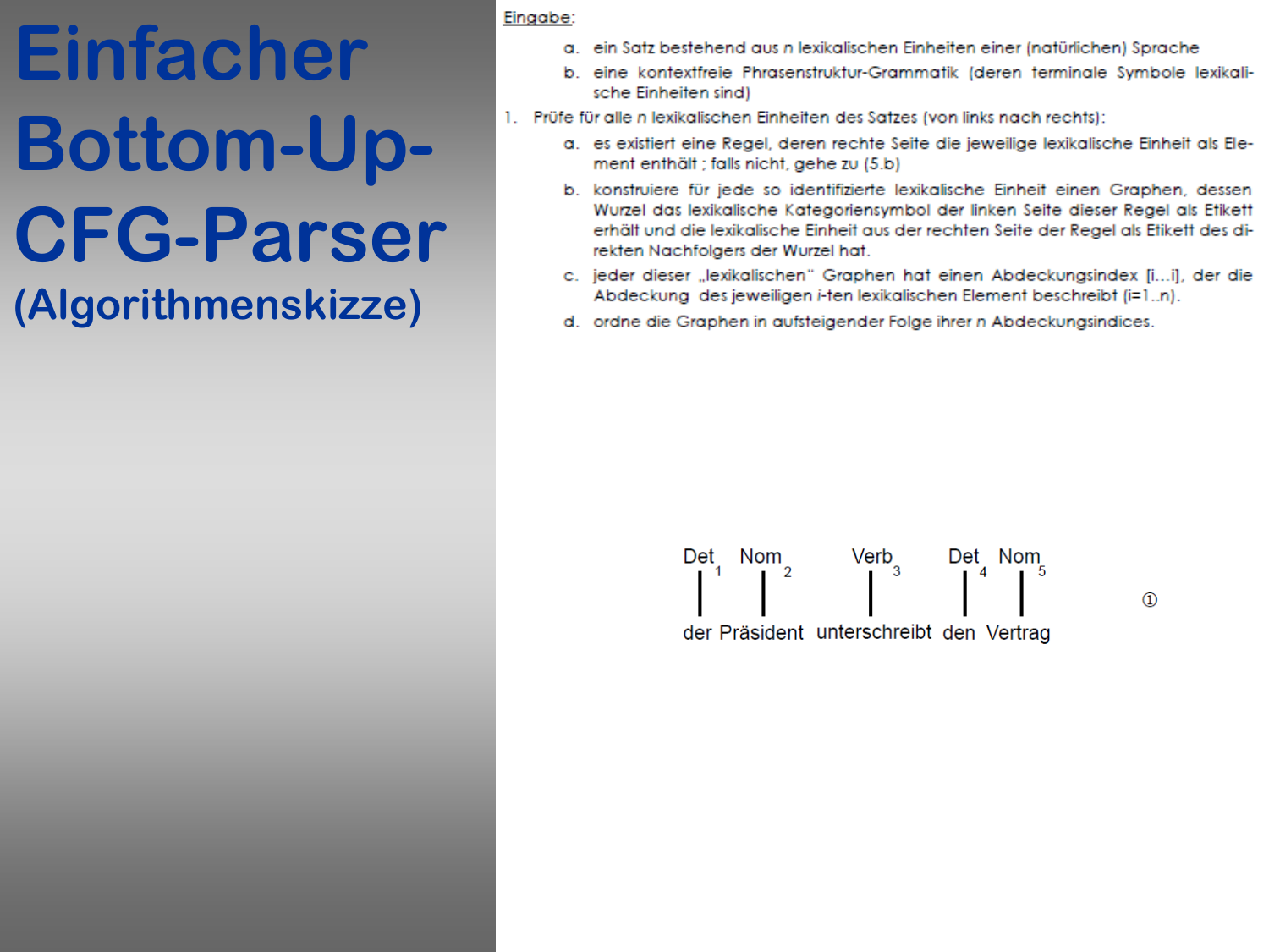# Einfacher Bottom-Up-CFG-Parser

## (Algorithmenskizze)

Eingabe:

a. ein Satz bestehend aus *n* lexikalischen Einheiten einer (natürlichen) Sprache
b. eine kontextfreie Phrasenstruktur-Grammatik (deren terminale Symbole lexikalische Einheiten sind)

1. Prüfe für alle *n* lexikalischen Einheiten des Satzes (von links nach rechts):
   a. es existiert eine Regel, deren rechte Seite die jeweilige lexikalische Einheit als Element enthält ; falls nicht, gehe zu (5.b)
   b. konstruiere für jede so identifizierte lexikalische Einheit einen Graphen, dessen Wurzel das lexikalische Kategoriensymbol der linken Seite dieser Regel als Etikett erhält und die lexikalische Einheit aus der rechten Seite der Regel als Etikett des direkten Nachfolgers der Wurzel hat.
   c. jeder dieser „lexikalischen" Graphen hat einen Abdeckungsindex [i…i], der die Abdeckung des jeweiligen *i*-ten lexikalischen Element beschreibt (i=1..n).
   d. ordne die Graphen in aufsteigender Folge ihrer *n* Abdeckungsindices.

```
Det   Nom      Verb       Det  Nom
   1     2         3         4    5
 |     |         |          |    |          ①
der Präsident unterschreibt den Vertrag
```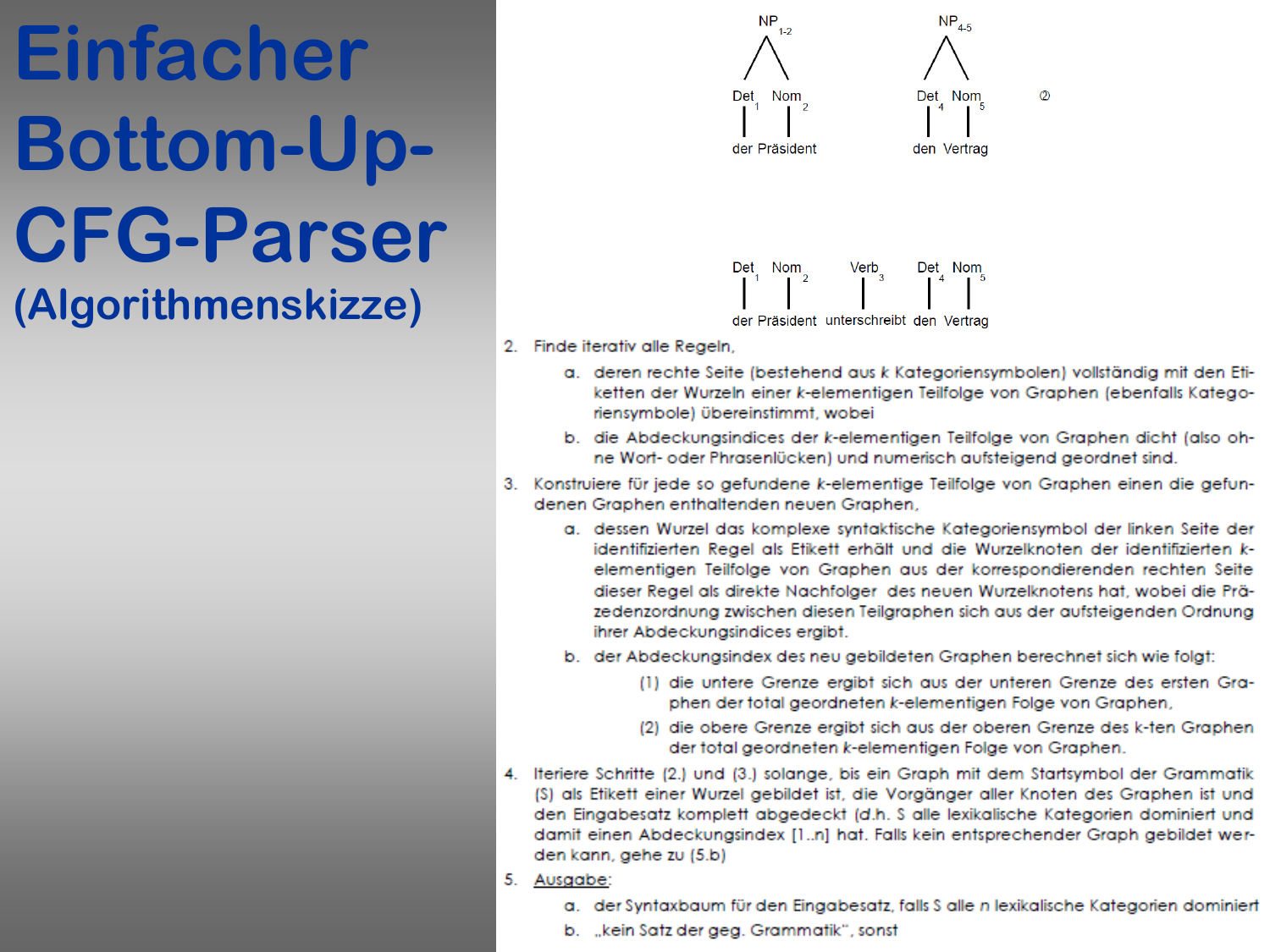# Einfacher Bottom-Up-CFG-Parser

## (Algorithmenskizze)

NP 1-2: Det 1 (der), Nom 2 (Präsident)  
NP 4-5: Det 4 (den), Nom 5 (Vertrag) ②

Det 1, Nom 2, Verb 3, Det 4, Nom 5  
der Präsident unterschreibt den Vertrag

2. Finde iterativ alle Regeln,
   a. deren rechte Seite (bestehend aus *k* Kategoriensymbolen) vollständig mit den Etiketten der Wurzeln einer *k*-elementigen Teilfolge von Graphen (ebenfalls Kategoriensymbole) übereinstimmt, wobei
   b. die Abdeckungsindices der *k*-elementigen Teilfolge von Graphen dicht (also ohne Wort- oder Phrasenlücken) und numerisch aufsteigend geordnet sind.
3. Konstruiere für jede so gefundene *k*-elementige Teilfolge von Graphen einen die gefundenen Graphen enthaltenden neuen Graphen,
   a. dessen Wurzel das komplexe syntaktische Kategoriensymbol der linken Seite der identifizierten Regel als Etikett erhält und die Wurzelknoten der identifizierten *k*-elementigen Teilfolge von Graphen aus der korrespondierenden rechten Seite dieser Regel als direkte Nachfolger des neuen Wurzelknotens hat, wobei die Präzedenzordnung zwischen diesen Teilgraphen sich aus der aufsteigenden Ordnung ihrer Abdeckungsindices ergibt.
   b. der Abdeckungsindex des neu gebildeten Graphen berechnet sich wie folgt:
      (1) die untere Grenze ergibt sich aus der unteren Grenze des ersten Graphen der total geordneten *k*-elementigen Folge von Graphen,
      (2) die obere Grenze ergibt sich aus der oberen Grenze des k-ten Graphen der total geordneten *k*-elementigen Folge von Graphen.
4. Iteriere Schritte (2.) und (3.) solange, bis ein Graph mit dem Startsymbol der Grammatik (S) als Etikett einer Wurzel gebildet ist, die Vorgänger aller Knoten des Graphen ist und den Eingabesatz komplett abgedeckt (d.h. S alle lexikalische Kategorien dominiert und damit einen Abdeckungsindex [1..n] hat. Falls kein entsprechender Graph gebildet werden kann, gehe zu (5.b)
5. Ausgabe:
   a. der Syntaxbaum für den Eingabesatz, falls S alle *n* lexikalische Kategorien dominiert
   b. „kein Satz der geg. Grammatik", sonst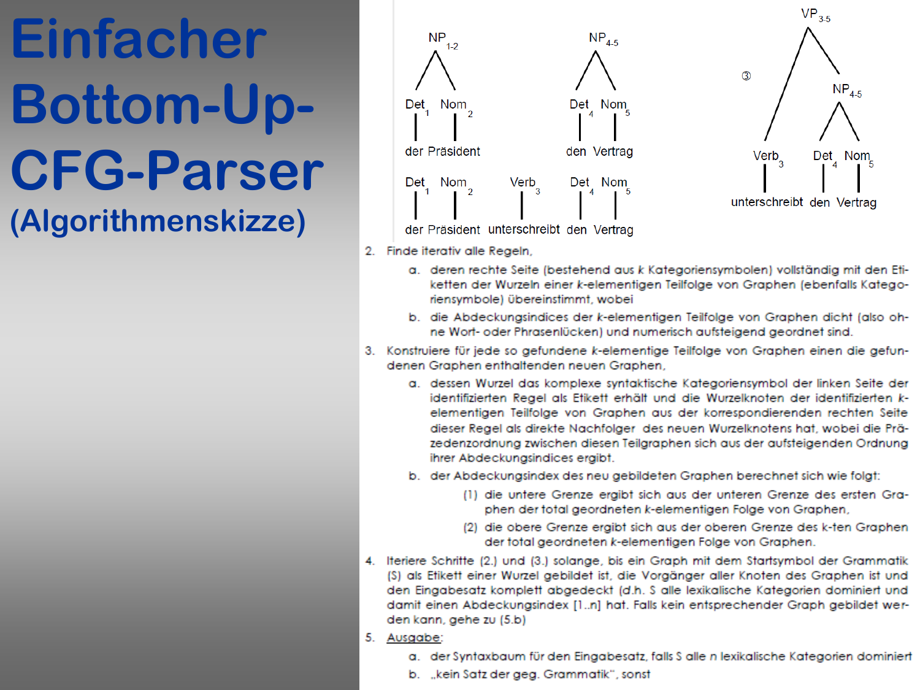# Einfacher Bottom-Up-CFG-Parser

## (Algorithmenskizze)

2. Finde iterativ alle Regeln,
   a. deren rechte Seite (bestehend aus *k* Kategoriensymbolen) vollständig mit den Etiketten der Wurzeln einer *k*-elementigen Teilfolge von Graphen (ebenfalls Kategoriensymbole) übereinstimmt, wobei
   b. die Abdeckungsindices der *k*-elementigen Teilfolge von Graphen dicht (also ohne Wort- oder Phrasenlücken) und numerisch aufsteigend geordnet sind.
3. Konstruiere für jede so gefundene *k*-elementige Teilfolge von Graphen einen die gefundenen Graphen enthaltenden neuen Graphen,
   a. dessen Wurzel das komplexe syntaktische Kategoriensymbol der linken Seite der identifizierten Regel als Etikett erhält und die Wurzelknoten der identifizierten *k*-elementigen Teilfolge von Graphen aus der korrespondierenden rechten Seite dieser Regel als direkte Nachfolger des neuen Wurzelknotens hat, wobei die Präzedenzordnung zwischen diesen Teilgraphen sich aus der aufsteigenden Ordnung ihrer Abdeckungsindices ergibt.
   b. der Abdeckungsindex des neu gebildeten Graphen berechnet sich wie folgt:
      (1) die untere Grenze ergibt sich aus der unteren Grenze des ersten Graphen der total geordneten *k*-elementigen Folge von Graphen,
      (2) die obere Grenze ergibt sich aus der oberen Grenze des k-ten Graphen der total geordneten *k*-elementigen Folge von Graphen.
4. Iteriere Schritte (2.) und (3.) solange, bis ein Graph mit dem Startsymbol der Grammatik (S) als Etikett einer Wurzel gebildet ist, die Vorgänger aller Knoten des Graphen ist und den Eingabesatz komplett abgedeckt (d.h. S alle lexikalische Kategorien dominiert und damit einen Abdeckungsindex [1..n] hat. Falls kein entsprechender Graph gebildet werden kann, gehe zu (5.b)
5. Ausgabe:
   a. der Syntaxbaum für den Eingabesatz, falls S alle *n* lexikalische Kategorien dominiert
   b. „kein Satz der geg. Grammatik", sonst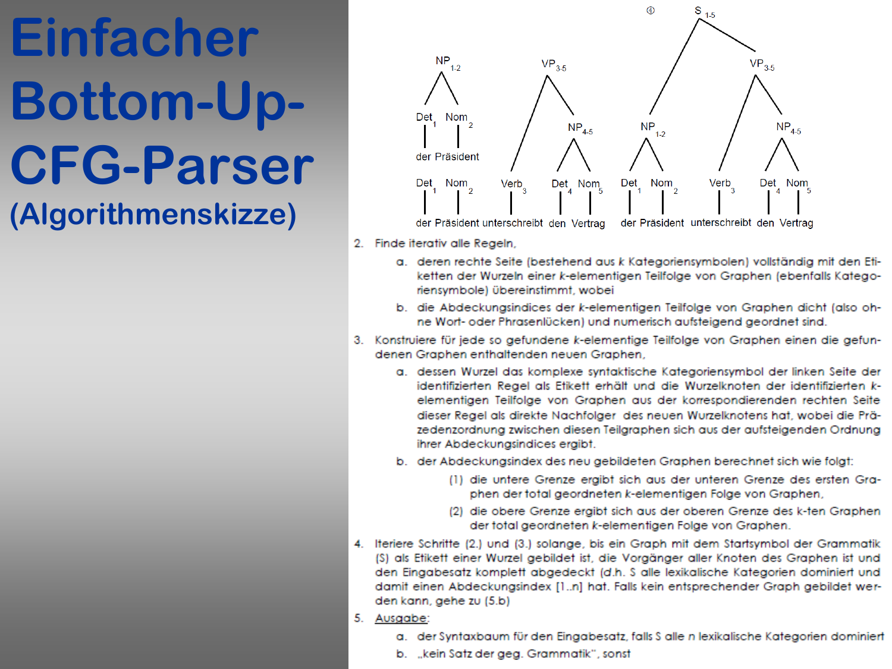# Einfacher Bottom-Up-CFG-Parser (Algorithmenskizze)

2. Finde iterativ alle Regeln,
   a. deren rechte Seite (bestehend aus *k* Kategoriensymbolen) vollständig mit den Etiketten der Wurzeln einer *k*-elementigen Teilfolge von Graphen (ebenfalls Kategoriensymbole) übereinstimmt, wobei
   b. die Abdeckungsindices der *k*-elementigen Teilfolge von Graphen dicht (also ohne Wort- oder Phrasenlücken) und numerisch aufsteigend geordnet sind.
3. Konstruiere für jede so gefundene *k*-elementige Teilfolge von Graphen einen die gefundenen Graphen enthaltenden neuen Graphen,
   a. dessen Wurzel das komplexe syntaktische Kategoriensymbol der linken Seite der identifizierten Regel als Etikett erhält und die Wurzelknoten der identifizierten *k*-elementigen Teilfolge von Graphen aus der korrespondierenden rechten Seite dieser Regel als direkte Nachfolger des neuen Wurzelknotens hat, wobei die Präzedenzordnung zwischen diesen Teilgraphen sich aus der aufsteigenden Ordnung ihrer Abdeckungsindices ergibt.
   b. der Abdeckungsindex des neu gebildeten Graphen berechnet sich wie folgt:
      (1) die untere Grenze ergibt sich aus der unteren Grenze des ersten Graphen der total geordneten *k*-elementigen Folge von Graphen,
      (2) die obere Grenze ergibt sich aus der oberen Grenze des k-ten Graphen der total geordneten *k*-elementigen Folge von Graphen.
4. Iteriere Schritte (2.) und (3.) solange, bis ein Graph mit dem Startsymbol der Grammatik (S) als Etikett einer Wurzel gebildet ist, die Vorgänger aller Knoten des Graphen ist und den Eingabesatz komplett abgedeckt (d.h. S alle lexikalische Kategorien dominiert und damit einen Abdeckungsindex [1..n] hat. Falls kein entsprechender Graph gebildet werden kann, gehe zu (5.b)
5. Ausgabe:
   a. der Syntaxbaum für den Eingabesatz, falls S alle *n* lexikalische Kategorien dominiert
   b. „kein Satz der geg. Grammatik“, sonst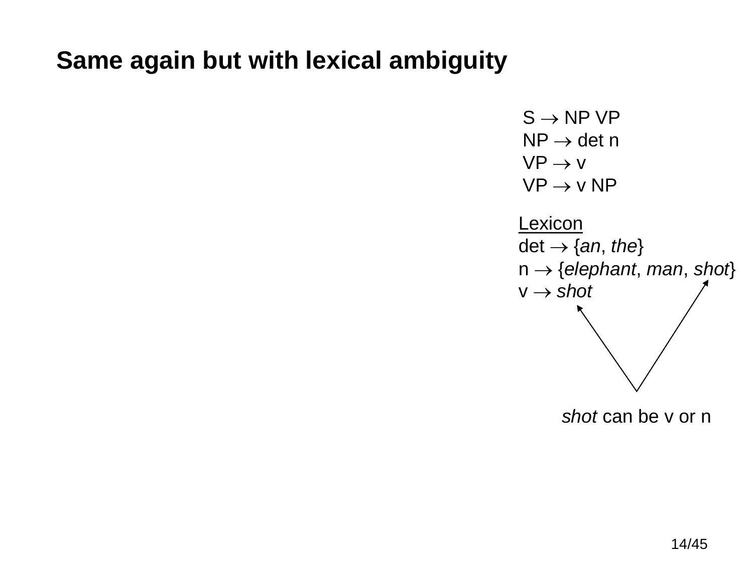# Same again but with lexical ambiguity

S → NP VP
NP → det n
VP → v
VP → v NP

Lexicon
det → {*an*, *the*}
n → {*elephant*, *man*, *shot*}
v → *shot*

*shot* can be v or n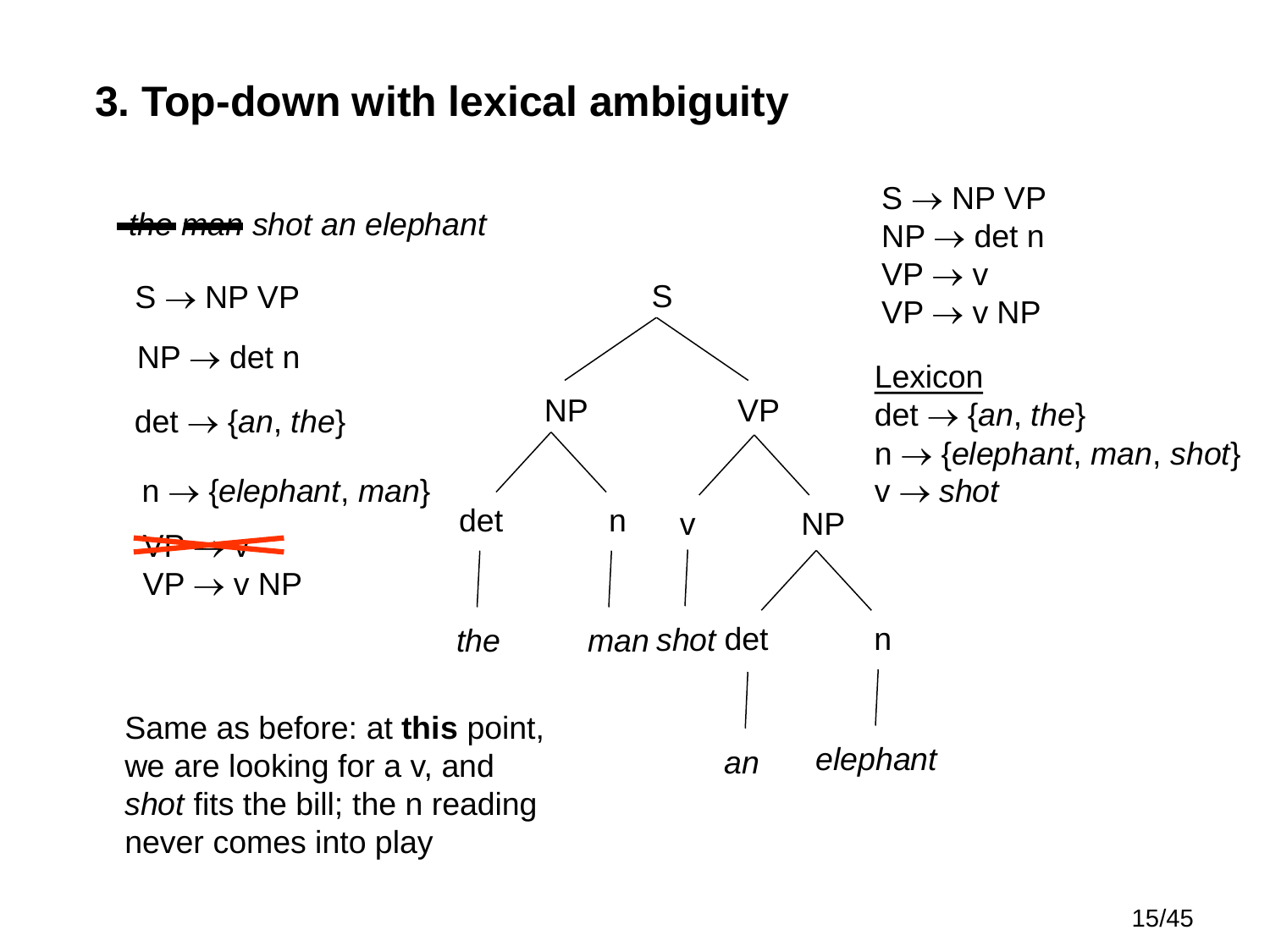# 3. Top-down with lexical ambiguity

~~*the man*~~ *shot an elephant*

S → NP VP

NP → det n

det → {*an*, *the*}

n → {*elephant*, *man*}

~~VP → v~~

VP → v NP

```
                S
             /     \
           NP       VP
          /  \     /   \
        det   n   v     NP
         |    |   |    /  \
        the  man shot det   n
                       |    |
                       an  elephant
```

S → NP VP
NP → det n
VP → v
VP → v NP

Lexicon
det → {*an*, *the*}
n → {*elephant*, *man*, *shot*}
v → *shot*

Same as before: at **this** point, we are looking for a v, and *shot* fits the bill; the n reading never comes into play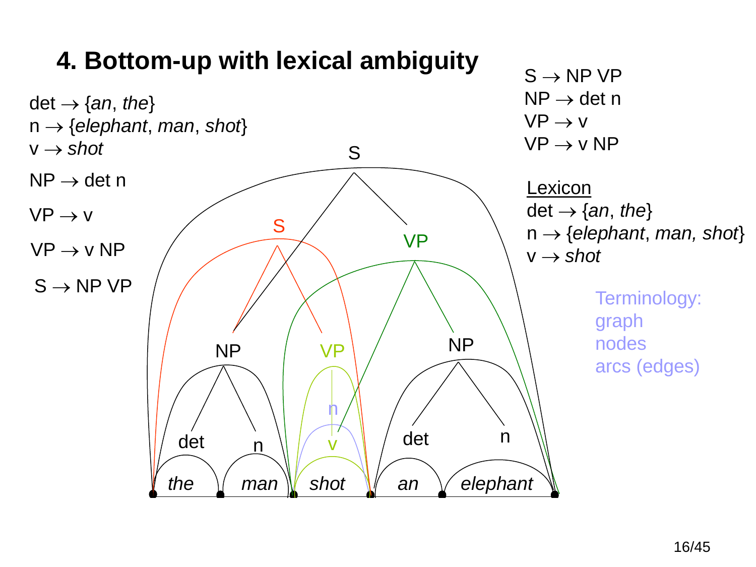# 4. Bottom-up with lexical ambiguity

det → {*an*, *the*}
n → {*elephant*, *man*, *shot*}
v → *shot*

NP → det n

VP → v

VP → v NP

S → NP VP

S → NP VP
NP → det n
VP → v
VP → v NP

<u>Lexicon</u>
det → {*an*, *the*}
n → {*elephant*, *man, shot*}
v → *shot*

Terminology:
graph
nodes
arcs (edges)

S

S

VP

NP

VP

NP

n

det

n

v

det

n

*the* *man* *shot* *an* *elephant*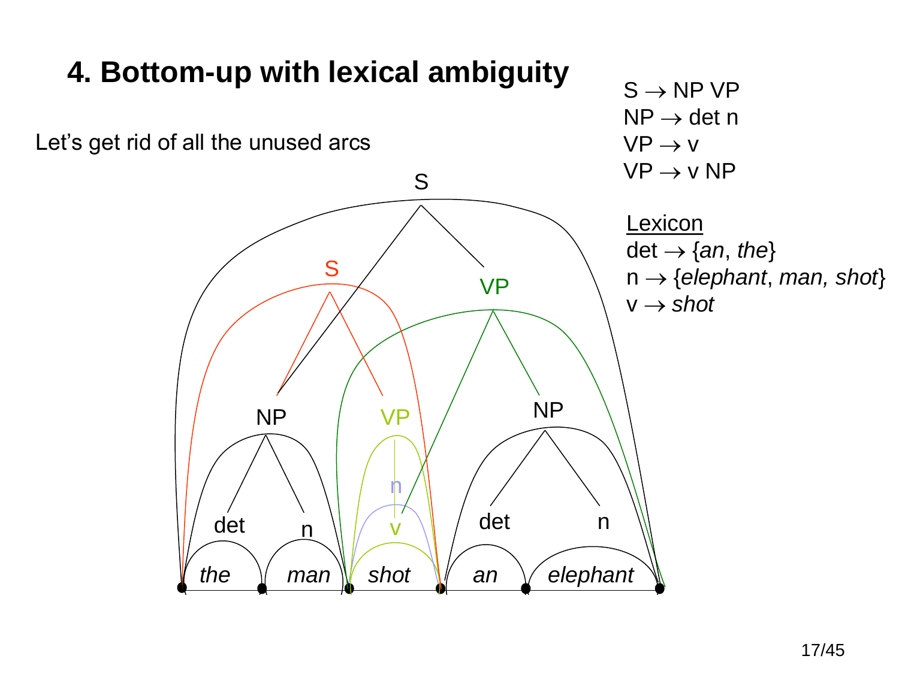# 4. Bottom-up with lexical ambiguity

Let's get rid of all the unused arcs

S → NP VP
NP → det n
VP → v
VP → v NP

<u>Lexicon</u>
det → {*an*, *the*}
n → {*elephant*, *man, shot*}
v → *shot*

S

S

VP

NP

VP

NP

n

det

n

v

det

n

*the* *man* *shot* *an* *elephant*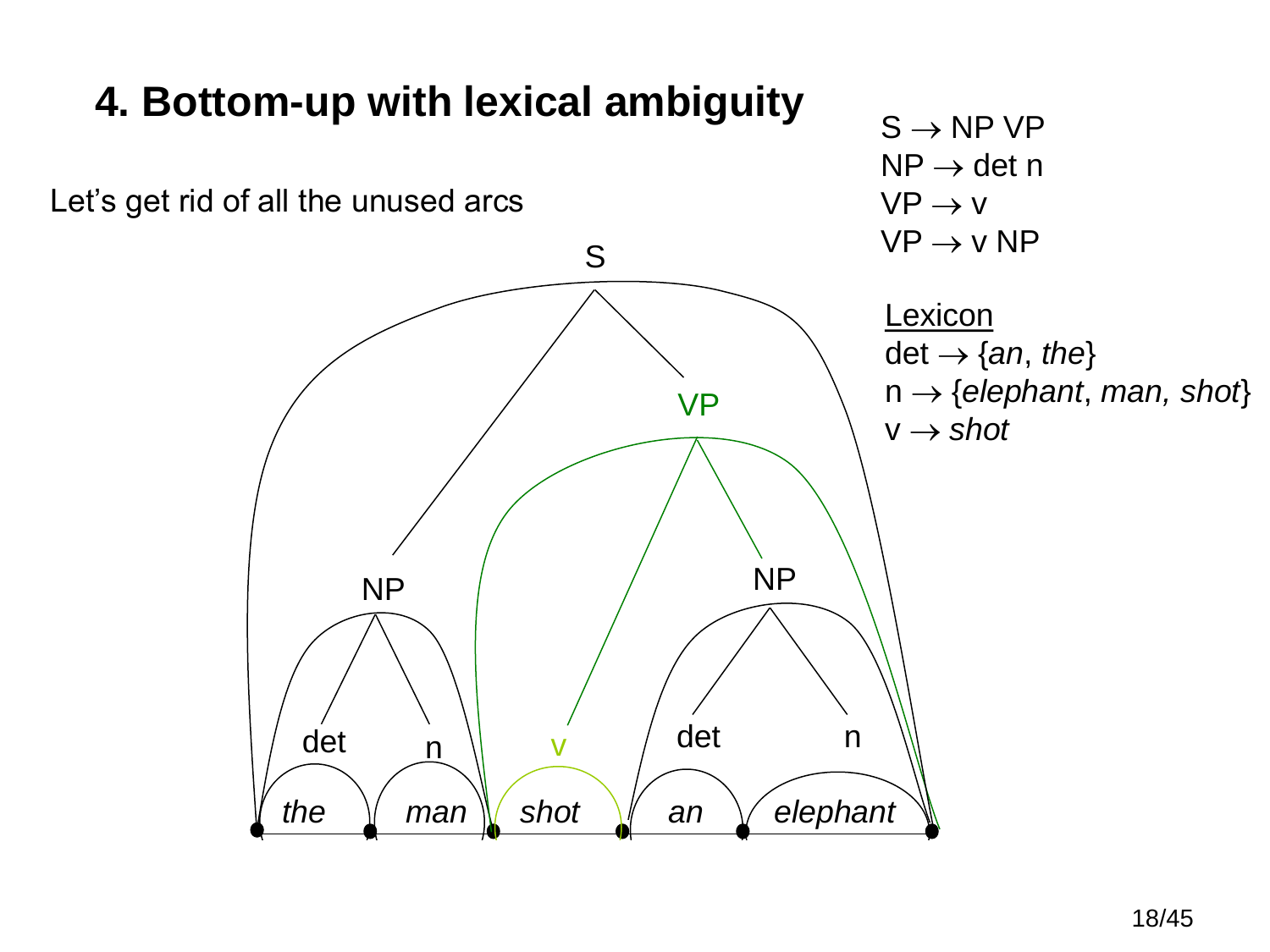# 4. Bottom-up with lexical ambiguity

Let's get rid of all the unused arcs

S → NP VP
NP → det n
VP → v
VP → v NP

Lexicon
det → {*an*, *the*}
n → {*elephant*, *man, shot*}
v → *shot*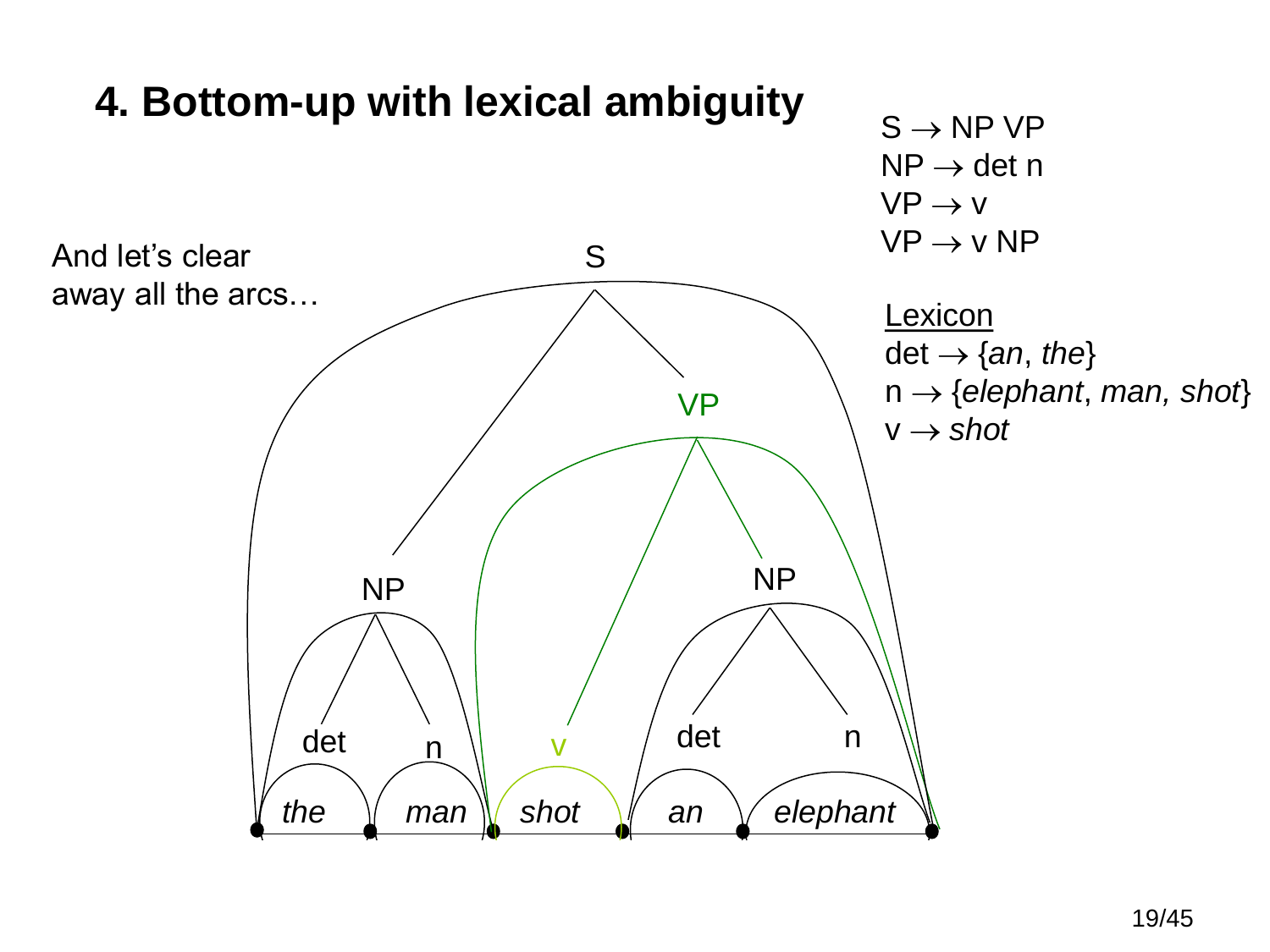# 4. Bottom-up with lexical ambiguity

S → NP VP
NP → det n
VP → v
VP → v NP

Lexicon
det → {*an*, *the*}
n → {*elephant*, *man, shot*}
v → *shot*

And let's clear away all the arcs…

S

NP VP

det n v NP

det n

*the* *man* *shot* *an* *elephant*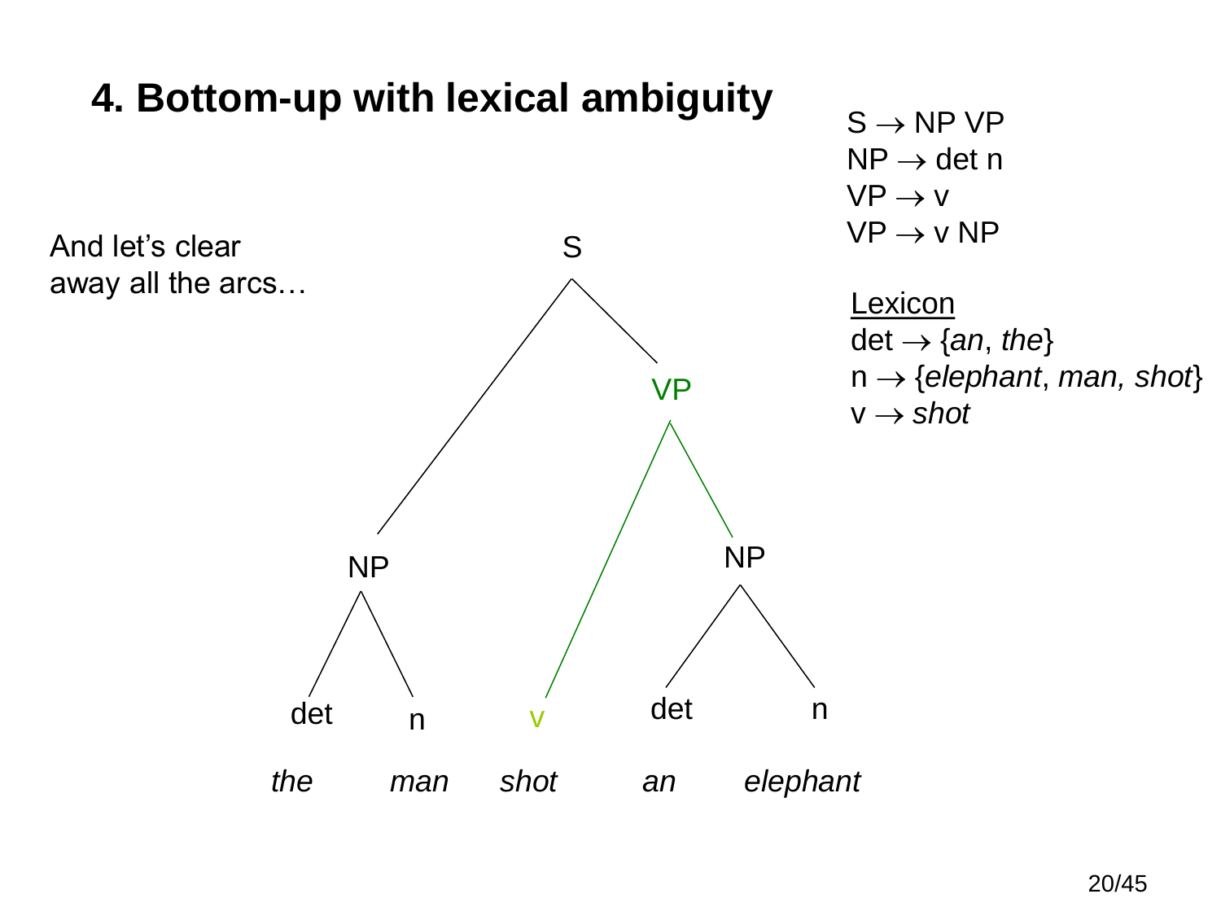# 4. Bottom-up with lexical ambiguity

And let's clear away all the arcs…

S → NP VP
NP → det n
VP → v
VP → v NP

Lexicon
det → {*an*, *the*}
n → {*elephant*, *man, shot*}
v → *shot*

```
                  S
                /   \
              NP     VP
             /  \   /  \
           det   n v    NP
                       /  \
                     det   n
           the  man shot an elephant
```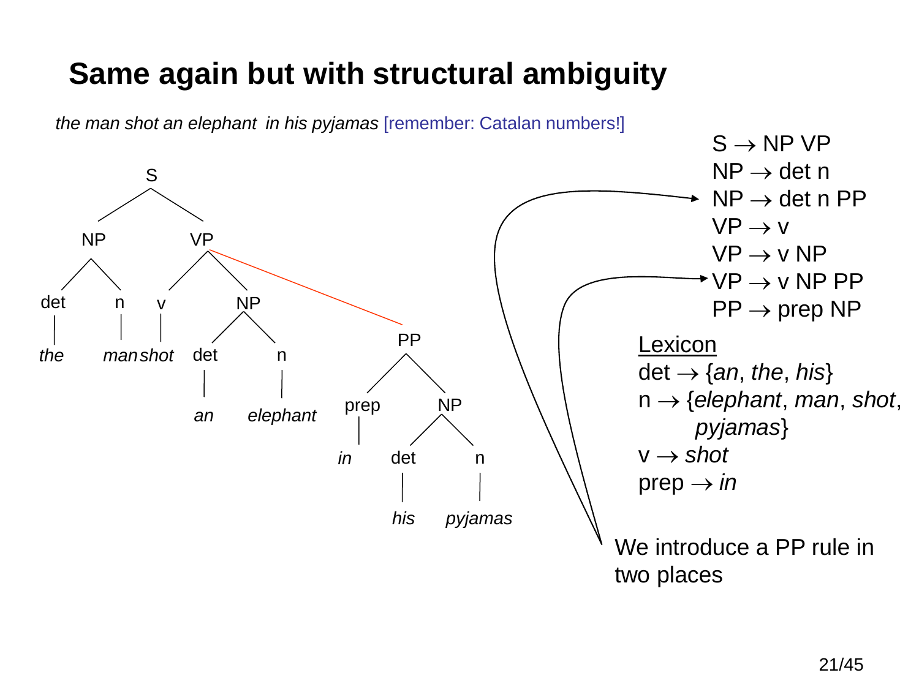# Same again but with structural ambiguity

*the man shot an elephant in his pyjamas* [remember: Catalan numbers!]

```
S
├── NP
│   ├── det — the
│   └── n — man
└── VP
    ├── v — shot
    ├── NP
    │   ├── det — an
    │   └── n — elephant
    └── PP
        ├── prep — in
        └── NP
            ├── det — his
            └── n — pyjamas
```

S → NP VP
NP → det n
NP → det n PP
VP → v
VP → v NP
VP → v NP PP
PP → prep NP

<u>Lexicon</u>

det → {*an*, *the*, *his*}
n → {*elephant*, *man*, *shot*, *pyjamas*}
v → *shot*
prep → *in*

We introduce a PP rule in two places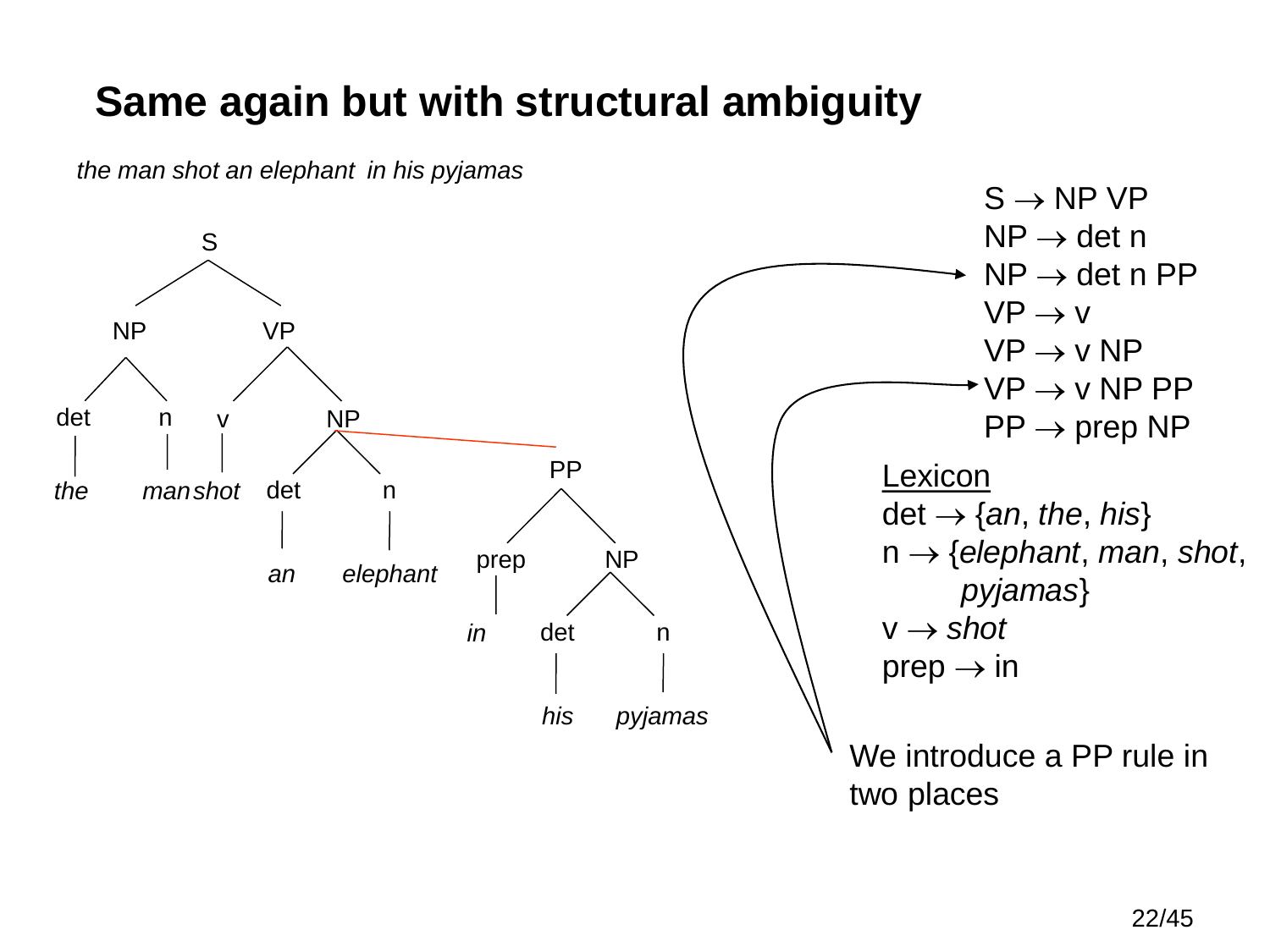# Same again but with structural ambiguity

*the man shot an elephant in his pyjamas*

```
S
├── NP
│   ├── det — the
│   └── n — man
└── VP
    ├── v — shot
    └── NP
        ├── det — an
        ├── n — elephant
        └── PP
            ├── prep — in
            └── NP
                ├── det — his
                └── n — pyjamas
```

S → NP VP
NP → det n
NP → det n PP
VP → v
VP → v NP
VP → v NP PP
PP → prep NP

<u>Lexicon</u>

det → {*an*, *the*, *his*}
n → {*elephant*, *man*, *shot*, *pyjamas*}
v → *shot*
prep → in

We introduce a PP rule in two places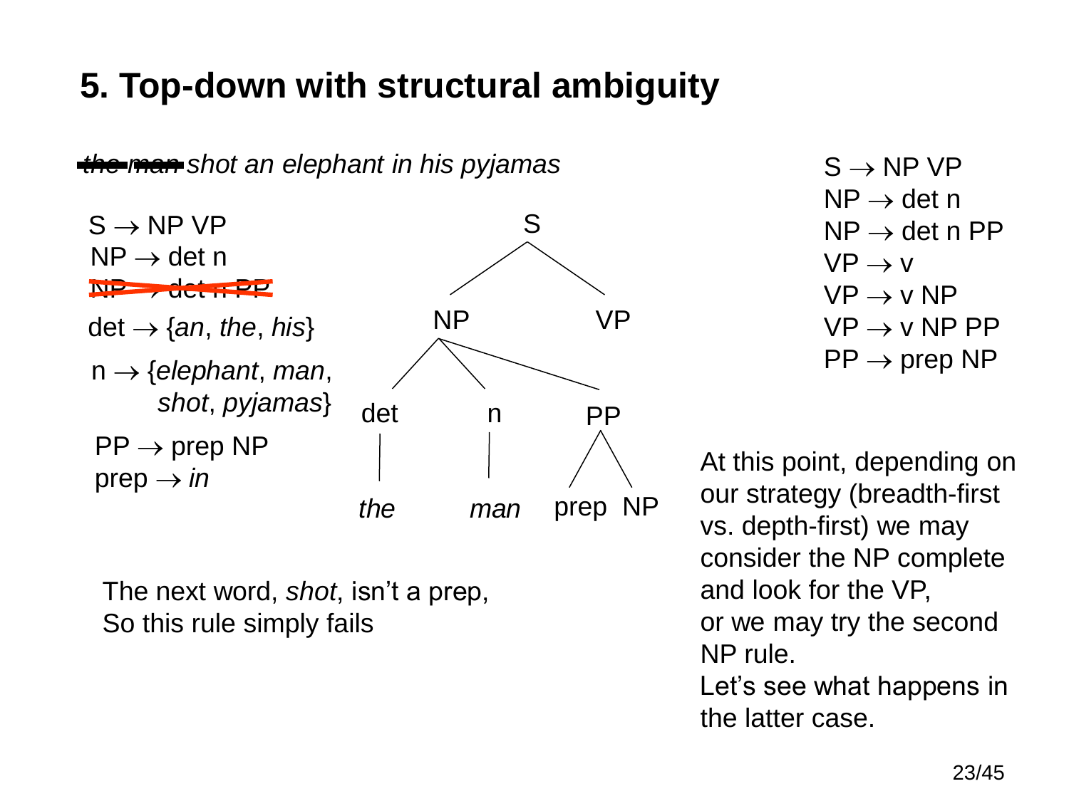# 5. Top-down with structural ambiguity

~~*the man*~~ *shot an elephant in his pyjamas*

S → NP VP
NP → det n
~~NP → det n PP~~
det → {*an*, *the*, *his*}
n → {*elephant*, *man*, *shot*, *pyjamas*}
PP → prep NP
prep → *in*

```
              S
            /   \
          NP     VP
        / |  \
     det  n   PP
      |   |   / \
    the  man prep NP
```

The next word, *shot*, isn't a prep,
So this rule simply fails

S → NP VP
NP → det n
NP → det n PP
VP → v
VP → v NP
VP → v NP PP
PP → prep NP

At this point, depending on our strategy (breadth-first vs. depth-first) we may consider the NP complete and look for the VP, or we may try the second NP rule.
Let's see what happens in the latter case.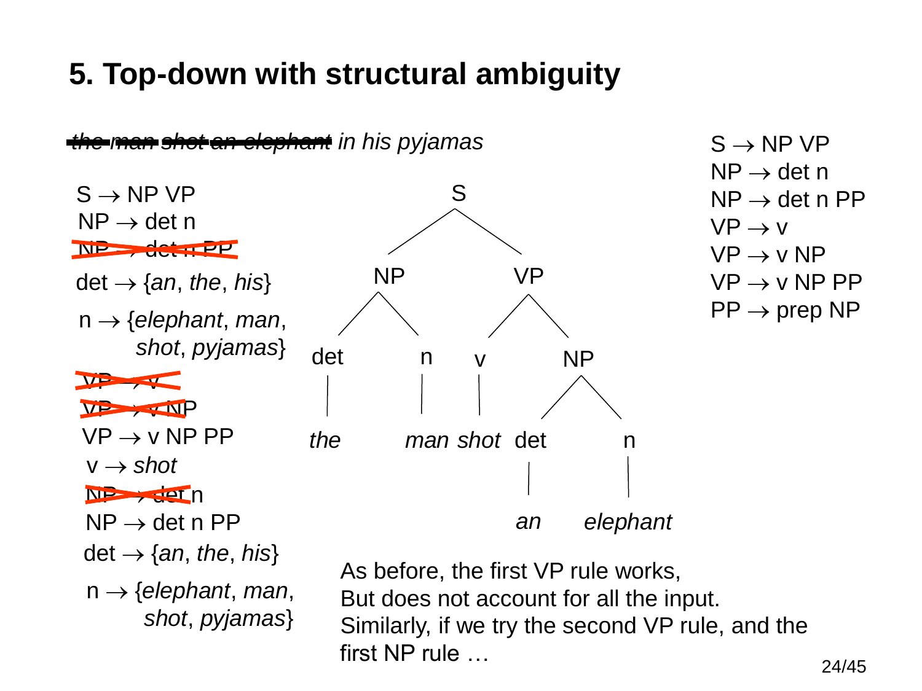# 5. Top-down with structural ambiguity

~~*the man shot an elephant*~~ *in his pyjamas*

S → NP VP
NP → det n
~~NP → det n PP~~
det → {*an*, *the*, *his*}
n → {*elephant*, *man*, *shot*, *pyjamas*}
~~VP → v~~
~~VP → v NP~~
VP → v NP PP
v → *shot*
~~NP → det n~~
NP → det n PP
det → {*an*, *the*, *his*}
n → {*elephant*, *man*, *shot*, *pyjamas*}

```
              S
           /     \
         NP       VP
        /  \     /  \
      det   n   v    NP
       |    |   |   /  \
      the  man shot det  n
                     |   |
                     an  elephant
```

S → NP VP
NP → det n
NP → det n PP
VP → v
VP → v NP
VP → v NP PP
PP → prep NP

As before, the first VP rule works,
But does not account for all the input.
Similarly, if we try the second VP rule, and the first NP rule …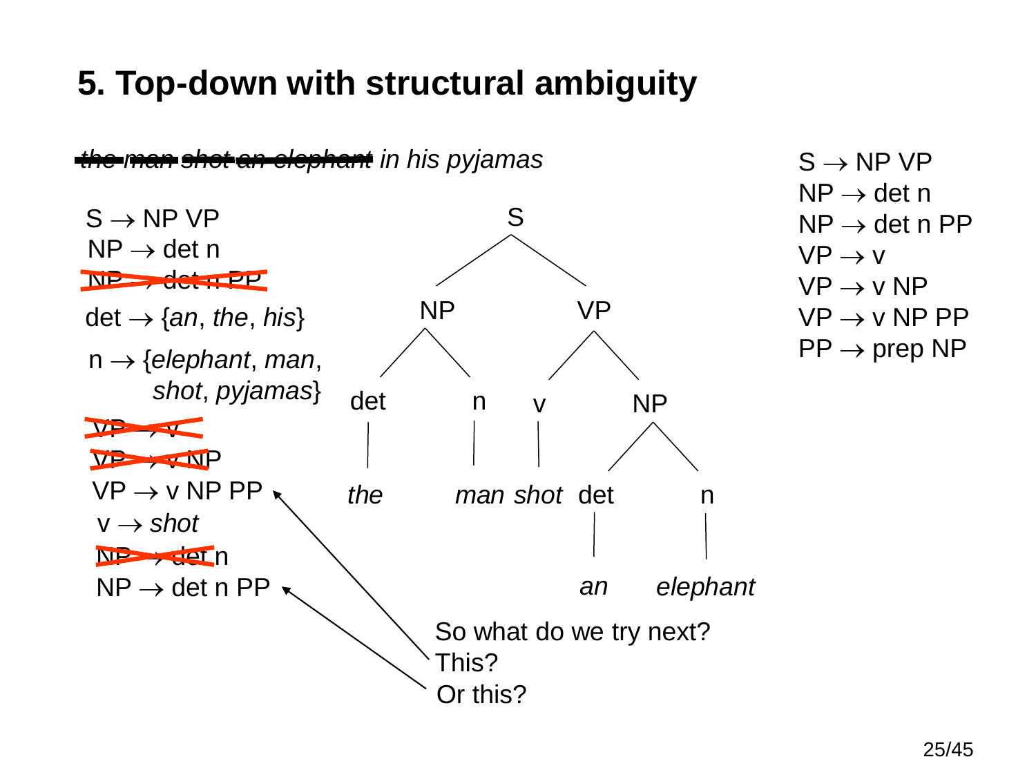# 5. Top-down with structural ambiguity

~~the man shot an elephant~~ *in his pyjamas*

S → NP VP
NP → det n
~~NP → det n PP~~
det → {*an*, *the*, *his*}
n → {*elephant*, *man*, *shot*, *pyjamas*}
~~VP → v~~
~~VP → v NP~~
VP → v NP PP
v → *shot*
~~NP → det n~~
NP → det n PP

```
              S
           /     \
        NP         VP
       /  \       /  \
    det    n     v     NP
     |     |     |    /  \
    the   man  shot det   n
                     |    |
                     an  elephant
```

So what do we try next?
This? (→ VP → v NP PP)
Or this? (→ NP → det n PP)

S → NP VP
NP → det n
NP → det n PP
VP → v
VP → v NP
VP → v NP PP
PP → prep NP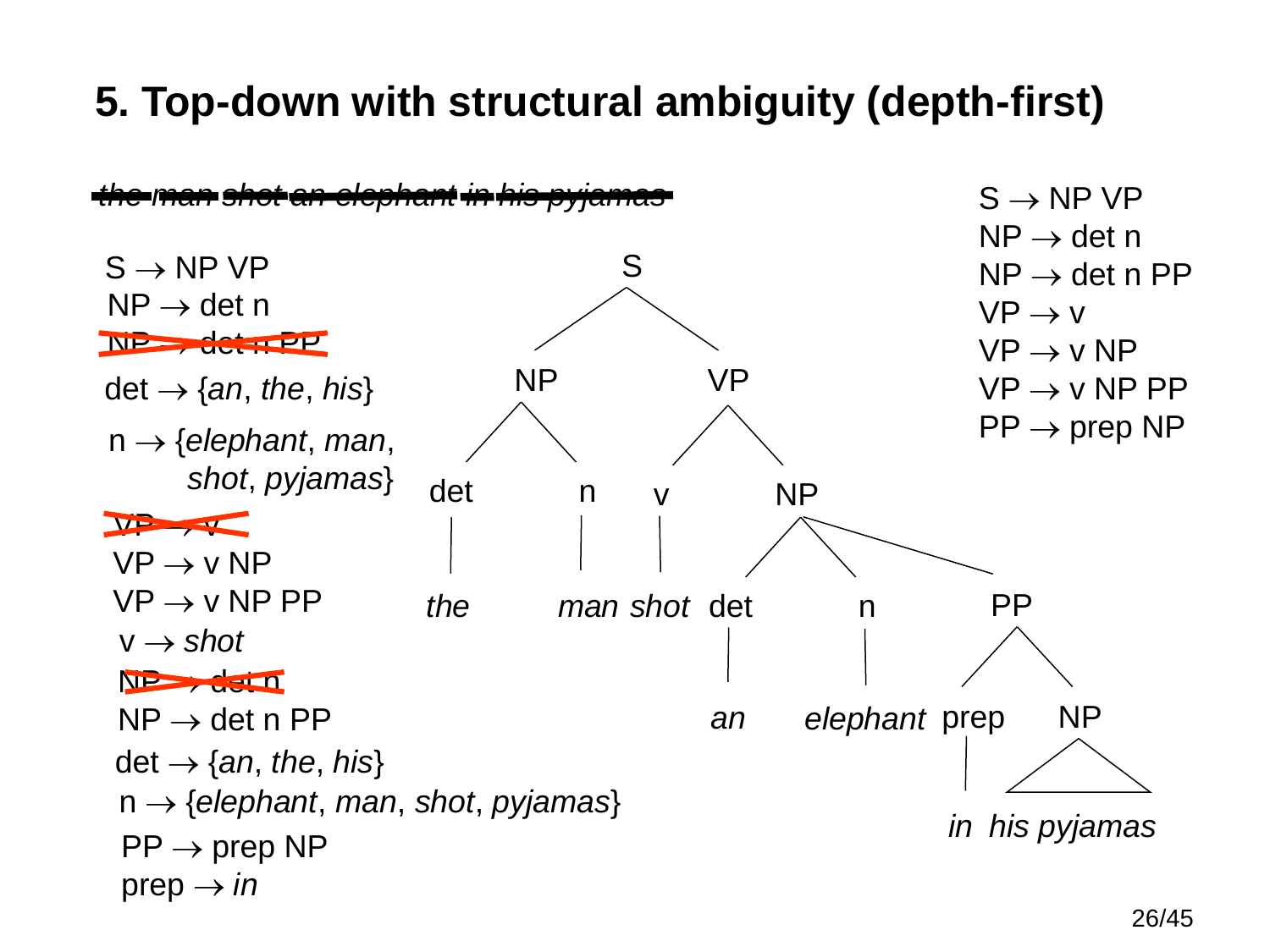# 5. Top-down with structural ambiguity (depth-first)

~~the man shot an elephant in his pyjamas~~

S → NP VP
NP → det n
~~NP → det n PP~~
det → {*an*, *the*, *his*}
n → {*elephant*, *man*, *shot*, *pyjamas*}
~~VP → v~~
VP → v NP
VP → v NP PP
v → *shot*
~~NP → det n~~
NP → det n PP
det → {*an*, *the*, *his*}
n → {*elephant*, *man*, *shot*, *pyjamas*}
PP → prep NP
prep → *in*

```
S
├── NP
│   ├── det ── the
│   └── n ── man
└── VP
    ├── v ── shot
    └── NP
        ├── det ── an
        ├── n ── elephant
        └── PP
            ├── prep ── in
            └── NP ── his pyjamas
```

S → NP VP
NP → det n
NP → det n PP
VP → v
VP → v NP
VP → v NP PP
PP → prep NP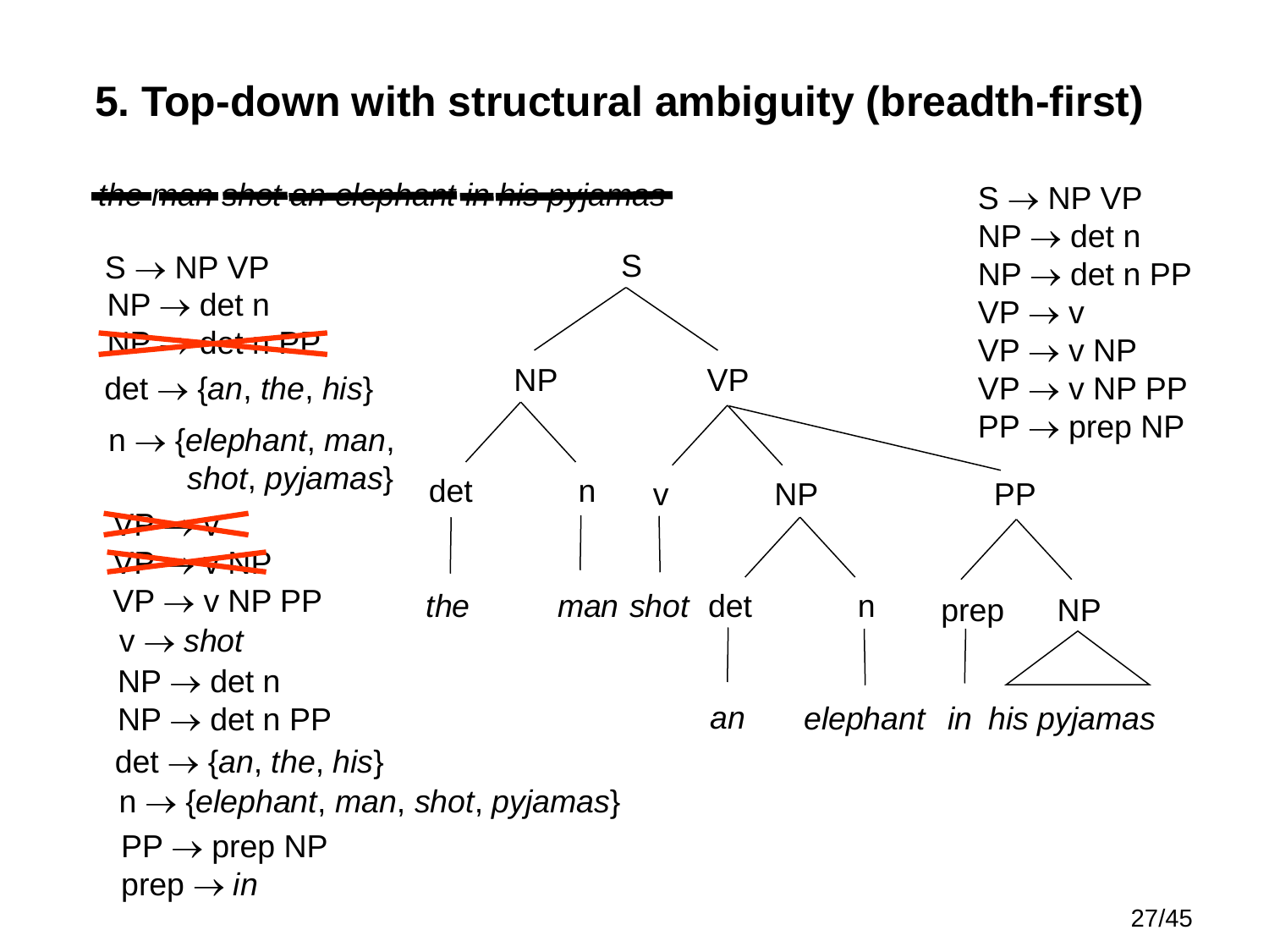# 5. Top-down with structural ambiguity (breadth-first)

~~the man shot an elephant in his pyjamas~~

S → NP VP
NP → det n
~~NP → det n PP~~
det → {*an*, *the*, *his*}
n → {*elephant*, *man*, *shot*, *pyjamas*}
~~VP → v~~
~~VP → v NP~~
VP → v NP PP
v → *shot*
NP → det n
NP → det n PP
det → {*an*, *the*, *his*}
n → {*elephant*, *man*, *shot*, *pyjamas*}
PP → prep NP
prep → *in*

```
S
├── NP
│   ├── det — the
│   └── n — man
└── VP
    ├── v — shot
    ├── NP
    │   ├── det — an
    │   └── n — elephant
    └── PP
        ├── prep — in
        └── NP (△) — his pyjamas
```

S → NP VP
NP → det n
NP → det n PP
VP → v
VP → v NP
VP → v NP PP
PP → prep NP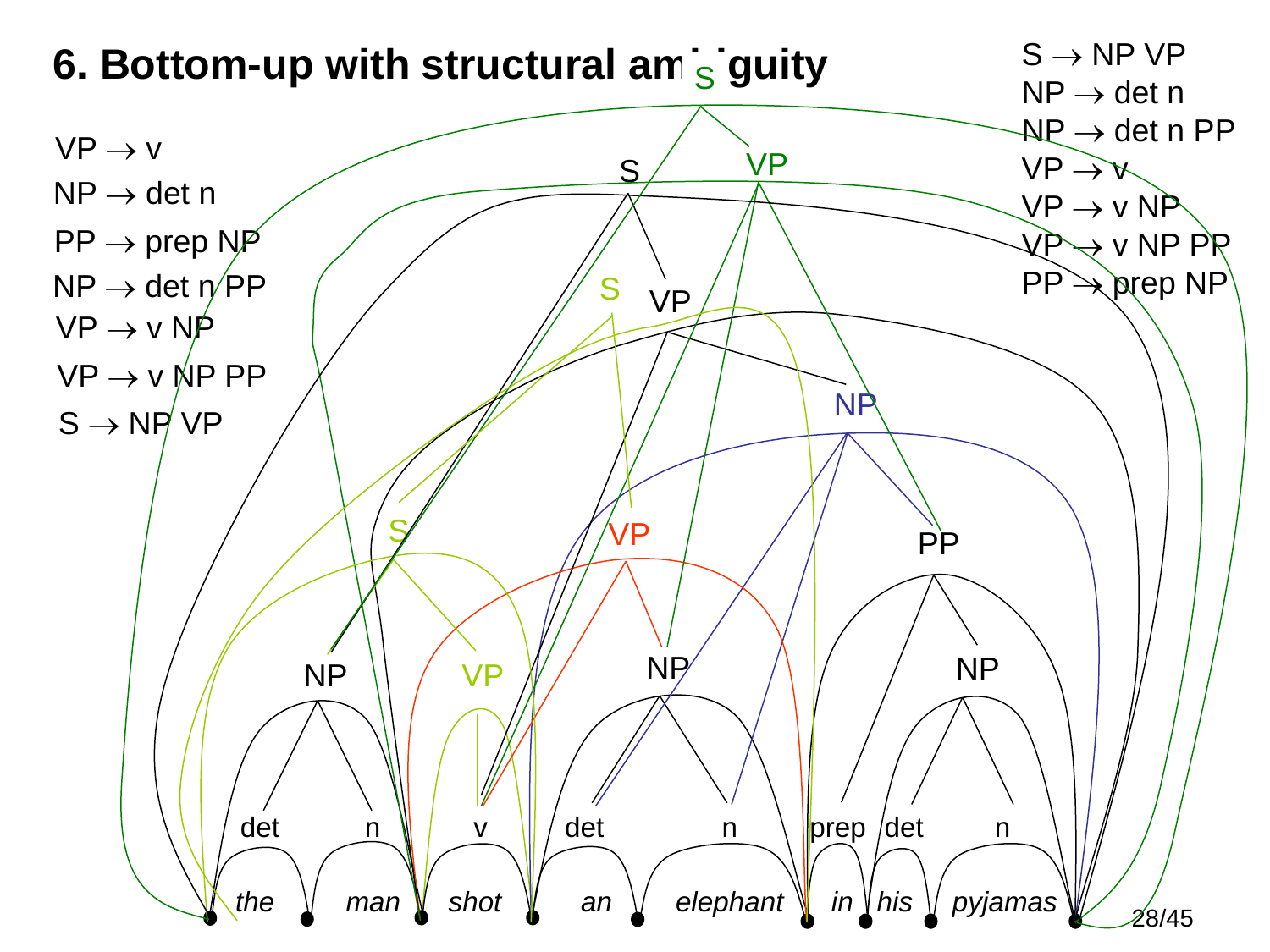# 6. Bottom-up with structural ambiguity

VP → v
NP → det n
PP → prep NP
NP → det n PP
VP → v NP
VP → v NP PP
S → NP VP

S → NP VP
NP → det n
NP → det n PP
VP → v
VP → v NP
VP → v NP PP
PP → prep NP

*the man shot an elephant in his pyjamas*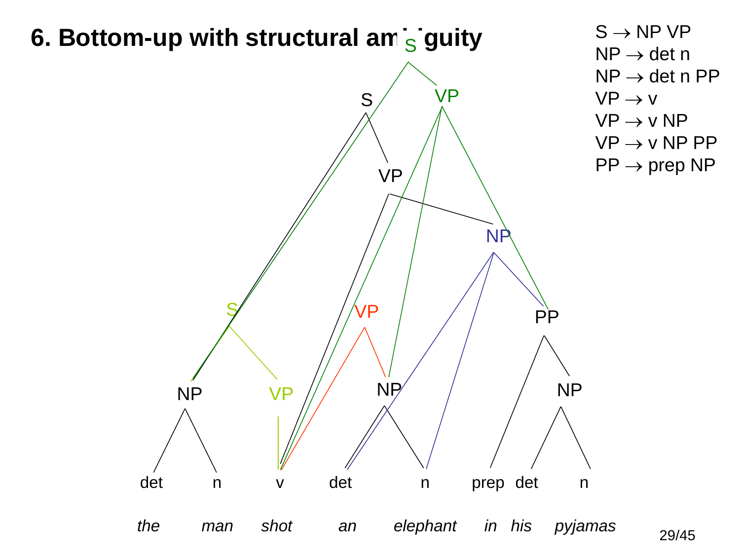# 6. Bottom-up with structural ambiguity

S → NP VP
NP → det n
NP → det n PP
VP → v
VP → v NP
VP → v NP PP
PP → prep NP

det n v det n prep det n

*the man shot an elephant in his pyjamas*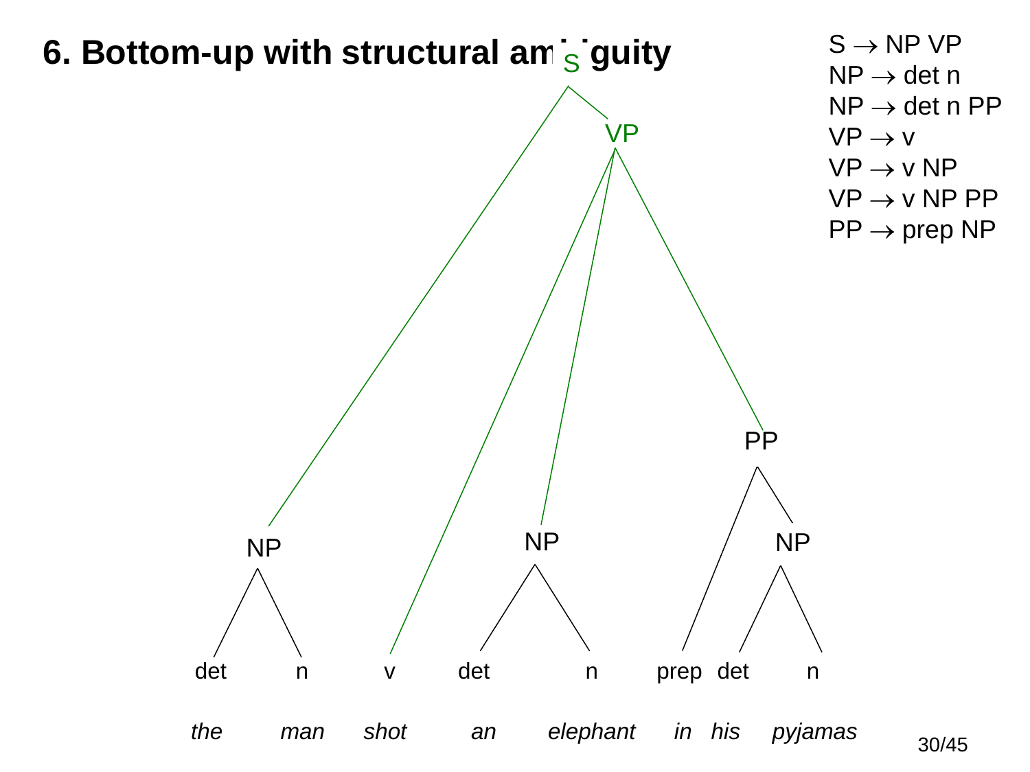# 6. Bottom-up with structural ambiguity

S → NP VP
NP → det n
NP → det n PP
VP → v
VP → v NP
VP → v NP PP
PP → prep NP

```
S
├── NP
│   ├── det — the
│   └── n — man
└── VP
    ├── v — shot
    ├── NP
    │   ├── det — an
    │   └── n — elephant
    └── PP
        ├── prep — in
        └── NP
            ├── det — his
            └── n — pyjamas
```

*the man shot an elephant in his pyjamas*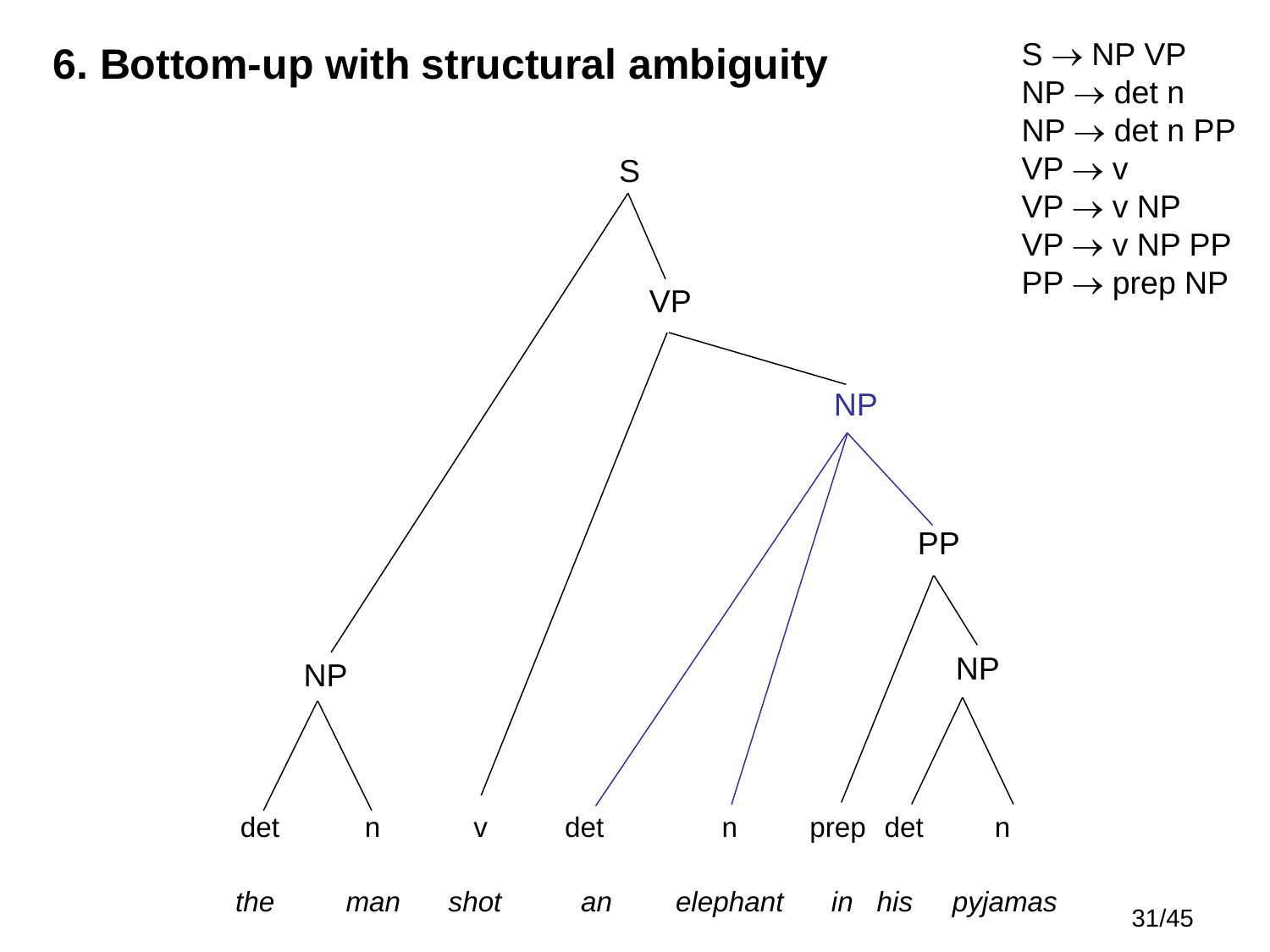# 6. Bottom-up with structural ambiguity

S → NP VP
NP → det n
NP → det n PP
VP → v
VP → v NP
VP → v NP PP
PP → prep NP

```
S
├── NP
│   ├── det — the
│   └── n — man
└── VP
    ├── v — shot
    └── NP
        ├── det — an
        ├── n — elephant
        └── PP
            ├── prep — in
            └── NP
                ├── det — his
                └── n — pyjamas
```

*the man shot an elephant in his pyjamas*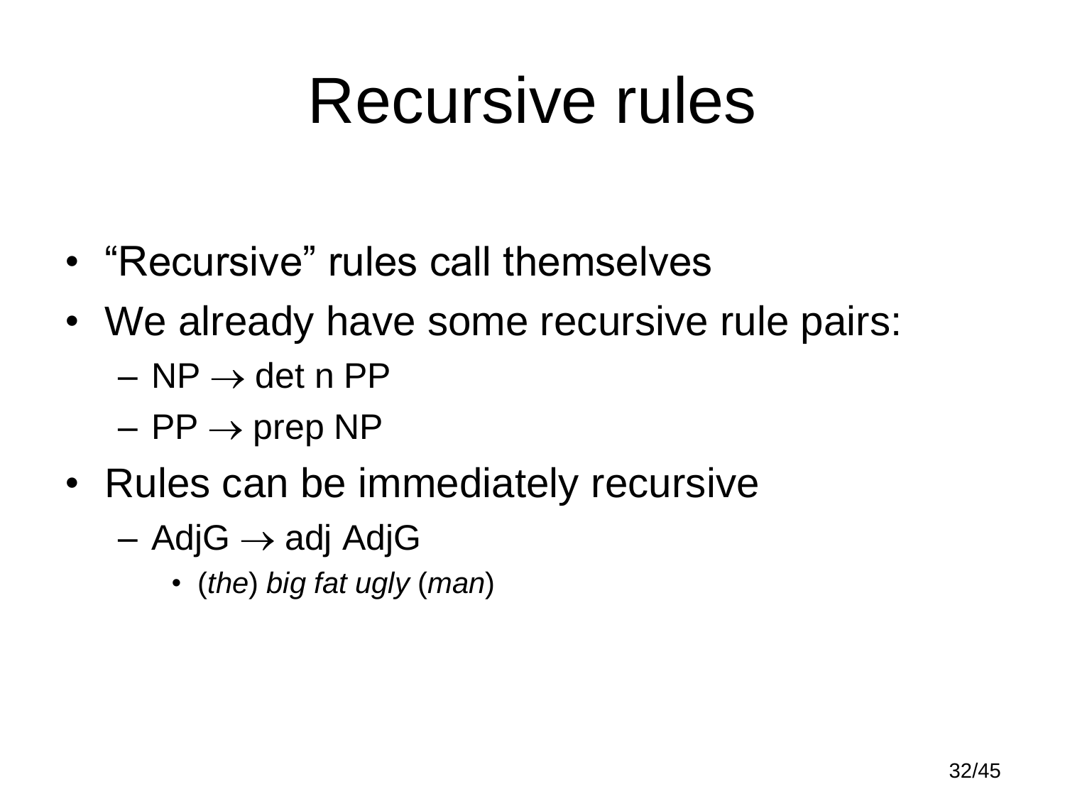# Recursive rules

- "Recursive" rules call themselves
- We already have some recursive rule pairs:
  - NP → det n PP
  - PP → prep NP
- Rules can be immediately recursive
  - AdjG → adj AdjG
    - (*the*) *big fat ugly* (*man*)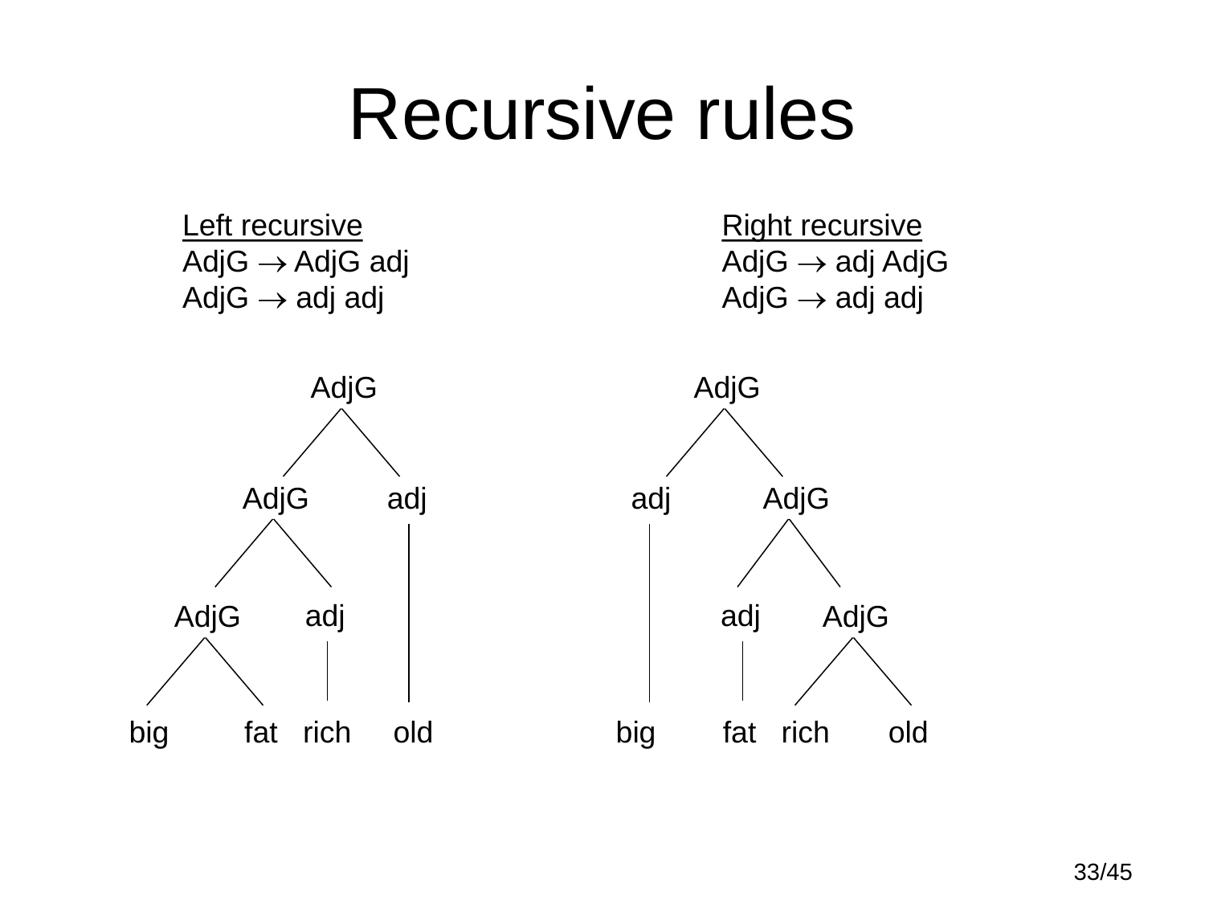# Recursive rules

**Left recursive**

AdjG → AdjG adj
AdjG → adj adj

**Right recursive**

AdjG → adj AdjG
AdjG → adj adj

```
Left recursive:
                AdjG
               /    \
           AdjG      adj
          /    \       |
      AdjG      adj    |
     /    \      |     |
   big    fat   rich  old

Right recursive:
        AdjG
       /    \
    adj      AdjG
     |      /    \
     |   adj      AdjG
     |    |      /    \
    big  fat   rich   old
```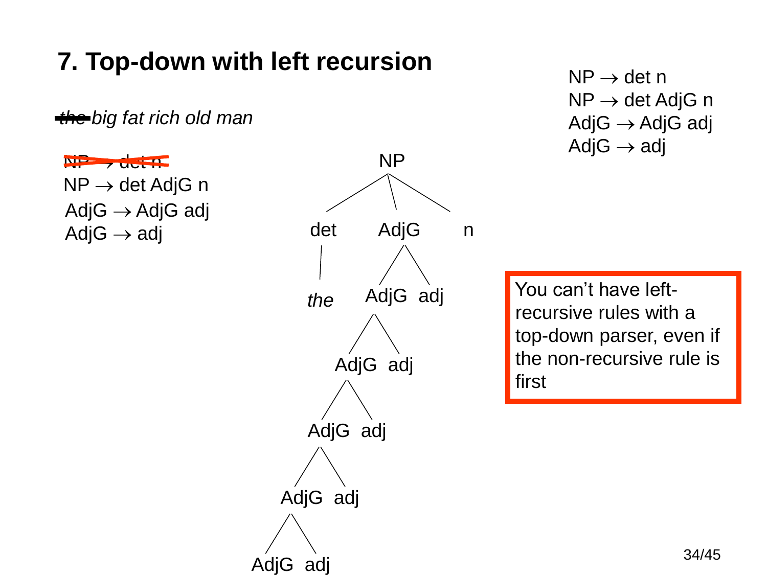# 7. Top-down with left recursion

NP → det n
NP → det AdjG n
AdjG → AdjG adj
AdjG → adj

~~the~~ *big fat rich old man*

~~NP → det n~~
NP → det AdjG n
AdjG → AdjG adj
AdjG → adj

```
              NP
         /    |    \
      det   AdjG    n
       |    /  \
      the AdjG adj
          /  \
        AdjG adj
        /  \
      AdjG adj
      /  \
    AdjG adj
    /  \
  AdjG adj
```

You can't have left-recursive rules with a top-down parser, even if the non-recursive rule is first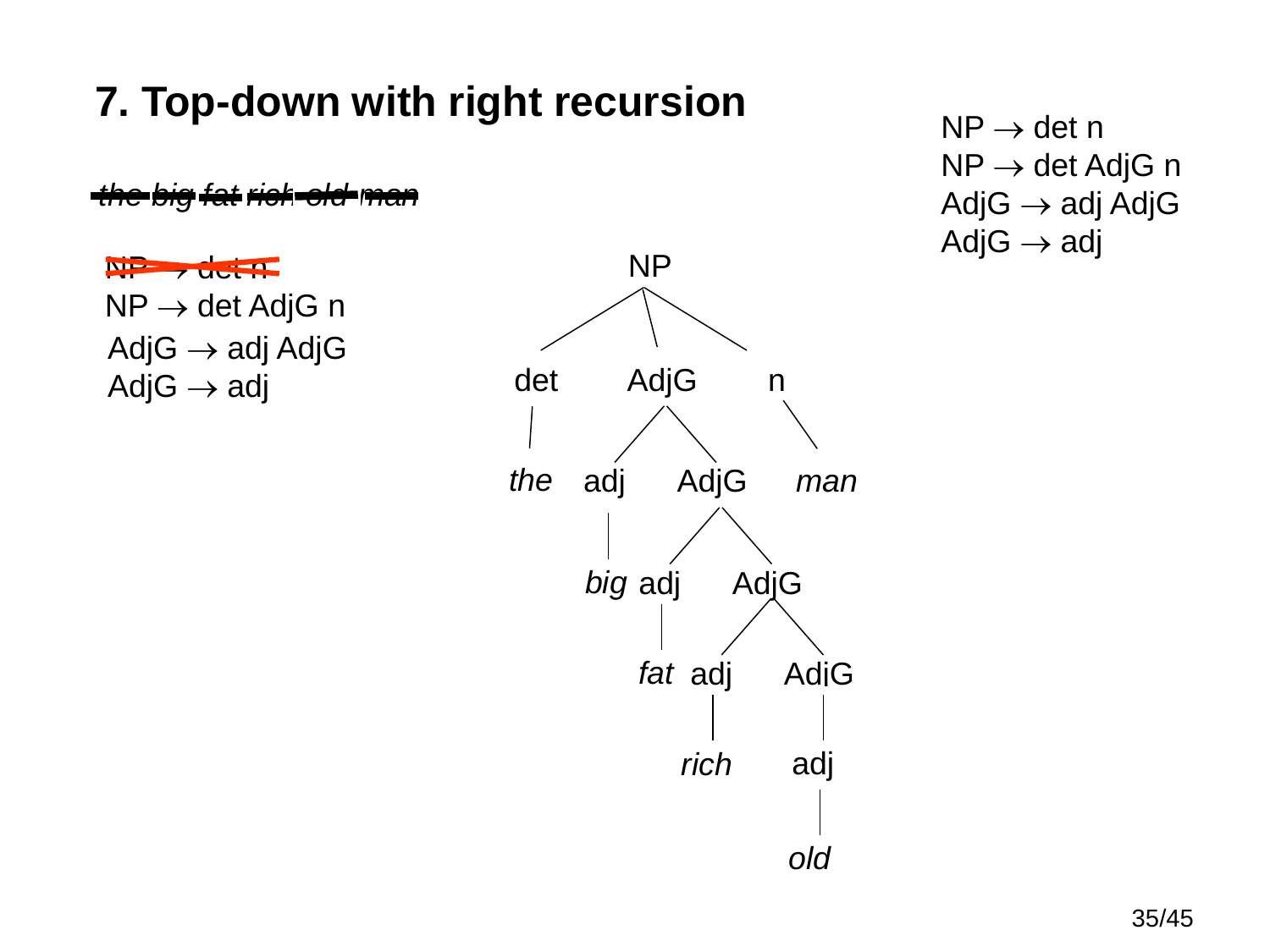# 7. Top-down with right recursion

NP → det n
NP → det AdjG n
AdjG → adj AdjG
AdjG → adj

~~*the big fat rich old man*~~

~~NP → det n~~
NP → det AdjG n
AdjG → adj AdjG
AdjG → adj

```
NP
├── det
│   └── the
├── AdjG
│   ├── adj
│   │   └── big
│   └── AdjG
│       ├── adj
│       │   └── fat
│       └── AdjG
│           ├── adj
│           │   └── rich
│           └── AdjG
│               └── adj
│                   └── old
└── n
    └── man
```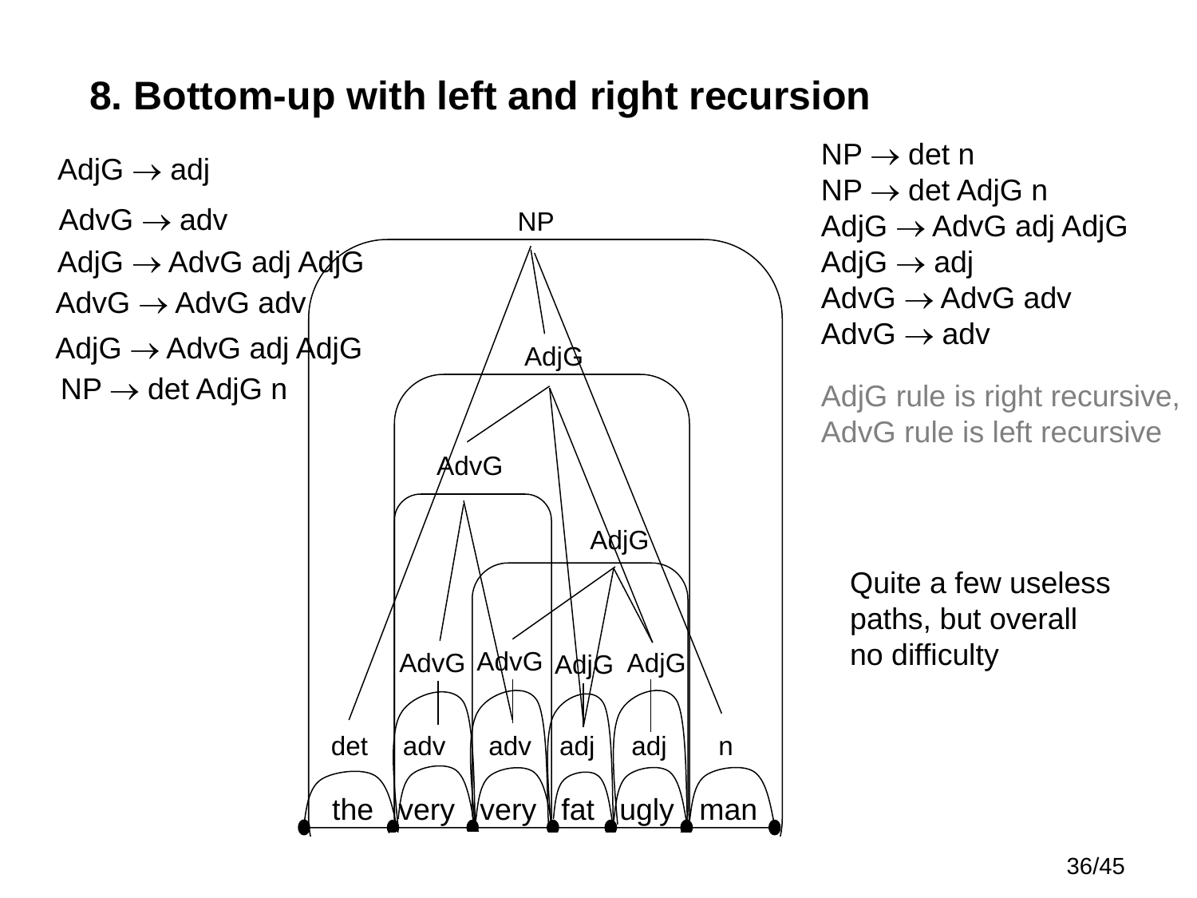# 8. Bottom-up with left and right recursion

AdjG → adj

AdvG → adv

AdjG → AdvG adj AdjG

AdvG → AdvG adv

AdjG → AdvG adj AdjG

NP → det AdjG n

NP → det n
NP → det AdjG n
AdjG → AdvG adj AdjG
AdjG → adj
AdvG → AdvG adv
AdvG → adv

AdjG rule is right recursive,
AdvG rule is left recursive

Quite a few useless paths, but overall no difficulty

det adv adv adj adj n

the very very fat ugly man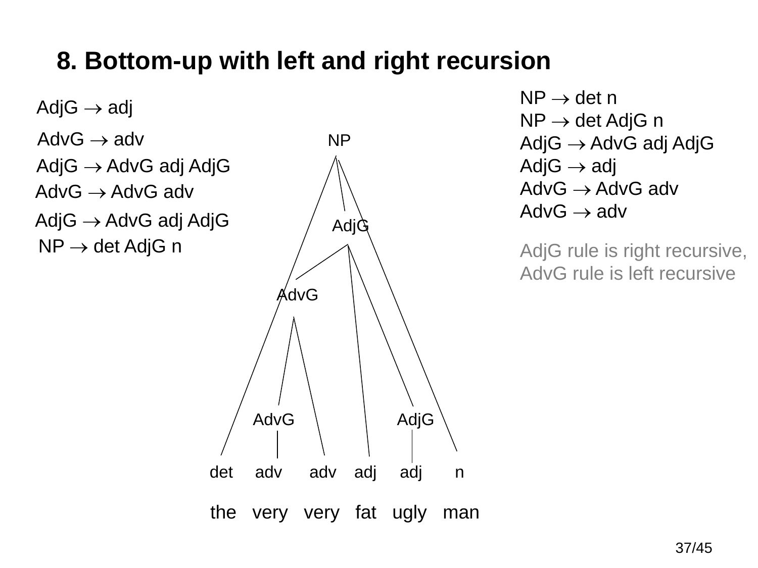# 8. Bottom-up with left and right recursion

AdjG → adj

AdvG → adv

AdjG → AdvG adj AdjG

AdvG → AdvG adv

AdjG → AdvG adj AdjG

NP → det AdjG n

NP
AdjG
AdvG
AdvG AdjG
det adv adv adj adj n
the very very fat ugly man

NP → det n
NP → det AdjG n
AdjG → AdvG adj AdjG
AdjG → adj
AdvG → AdvG adv
AdvG → adv

AdjG rule is right recursive,
AdvG rule is left recursive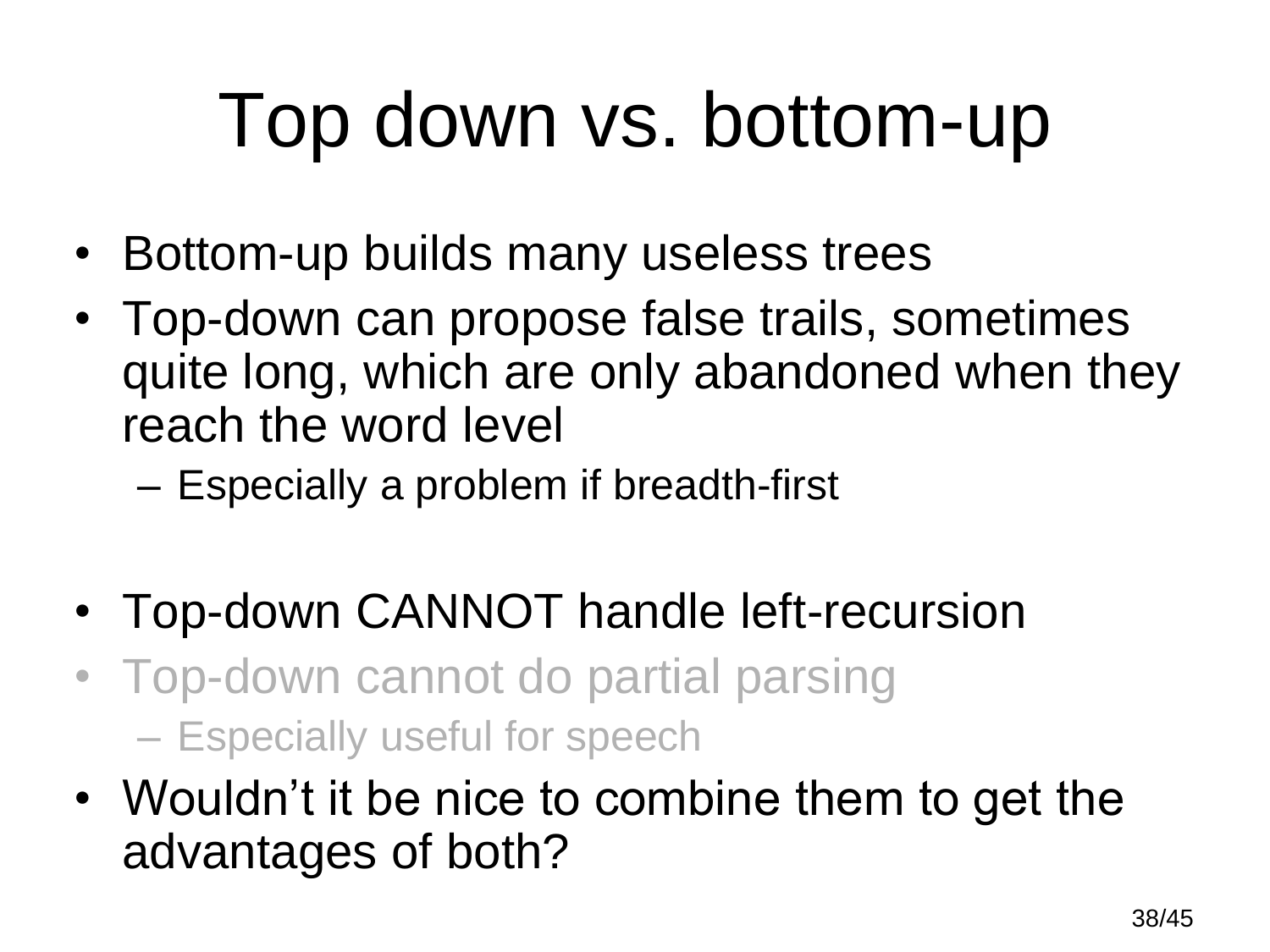# Top down vs. bottom-up

- Bottom-up builds many useless trees
- Top-down can propose false trails, sometimes quite long, which are only abandoned when they reach the word level
  - Especially a problem if breadth-first
- Top-down CANNOT handle left-recursion
- Top-down cannot do partial parsing
  - Especially useful for speech
- Wouldn't it be nice to combine them to get the advantages of both?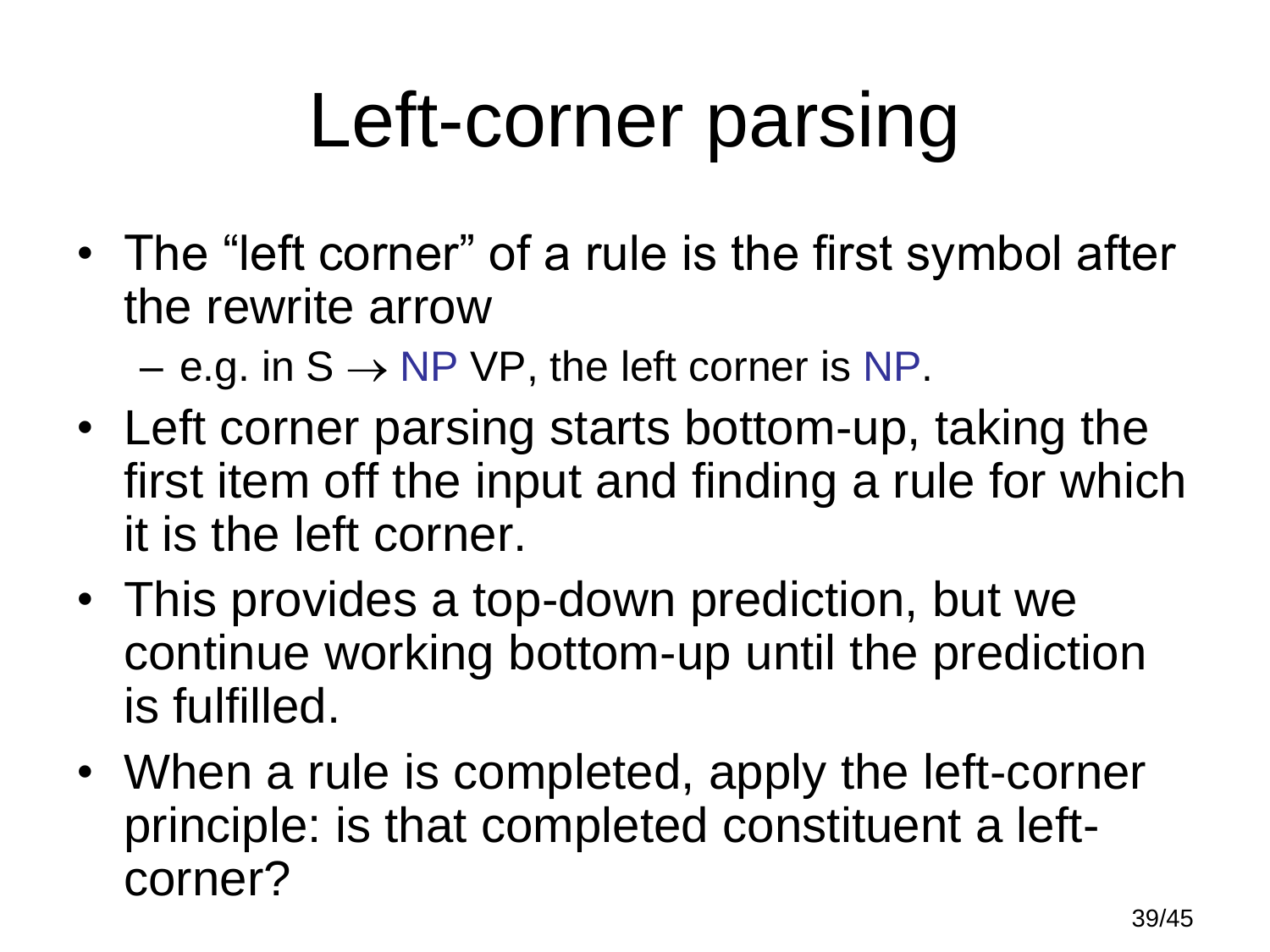# Left-corner parsing

- The "left corner" of a rule is the first symbol after the rewrite arrow
  - e.g. in $S \rightarrow$ NP VP, the left corner is NP.
- Left corner parsing starts bottom-up, taking the first item off the input and finding a rule for which it is the left corner.
- This provides a top-down prediction, but we continue working bottom-up until the prediction is fulfilled.
- When a rule is completed, apply the left-corner principle: is that completed constituent a left-corner?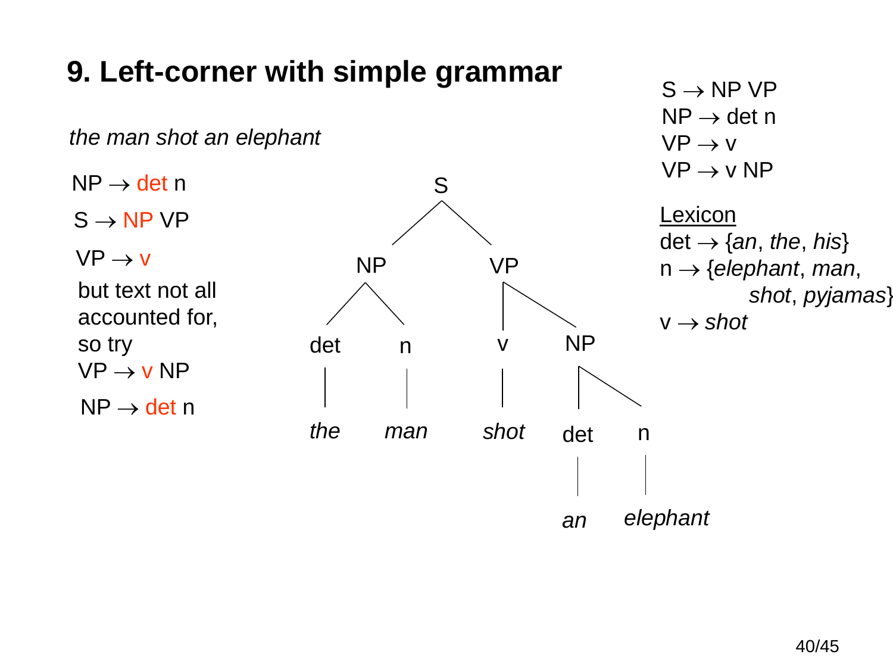# 9. Left-corner with simple grammar

*the man shot an elephant*

NP → det n

S → NP VP

VP → v

but text not all accounted for, so try

VP → v NP

NP → det n

```
              S
           /     \
         NP       VP
        /  \     /   \
      det   n   v     NP
       |    |   |    /  \
      the  man shot det   n
                     |    |
                     an  elephant
```

S → NP VP
NP → det n
VP → v
VP → v NP

Lexicon

det → {*an*, *the*, *his*}
n → {*elephant*, *man*, *shot*, *pyjamas*}
v → *shot*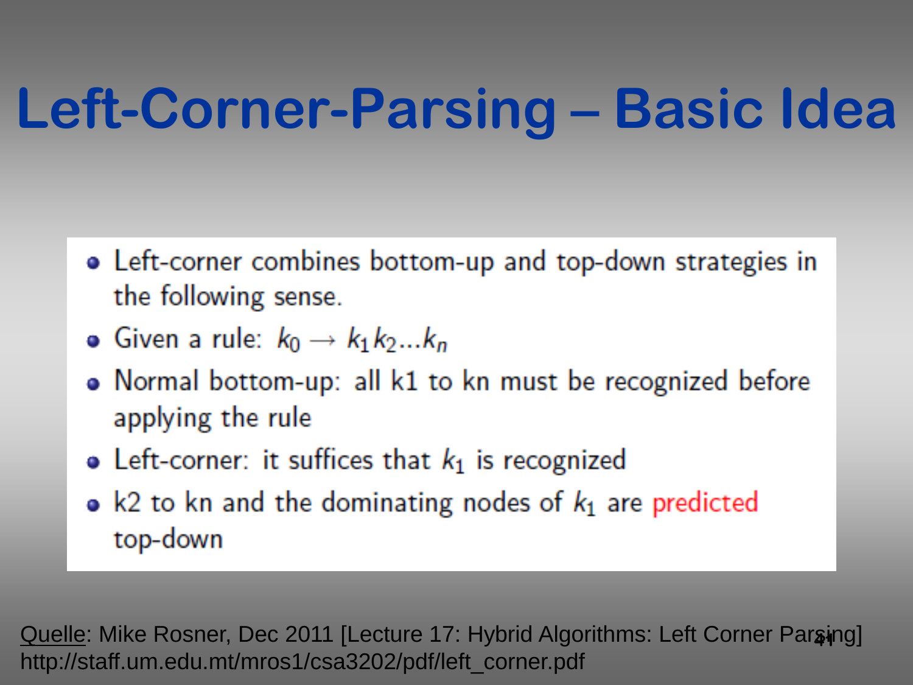# Left-Corner-Parsing – Basic Idea

- Left-corner combines bottom-up and top-down strategies in the following sense.
- Given a rule: $k_0 \rightarrow k_1 k_2 ... k_n$
- Normal bottom-up: all k1 to kn must be recognized before applying the rule
- Left-corner: it suffices that $k_1$ is recognized
- k2 to kn and the dominating nodes of $k_1$ are predicted top-down

Quelle: Mike Rosner, Dec 2011 [Lecture 17: Hybrid Algorithms: Left Corner Parsing] http://staff.um.edu.mt/mros1/csa3202/pdf/left_corner.pdf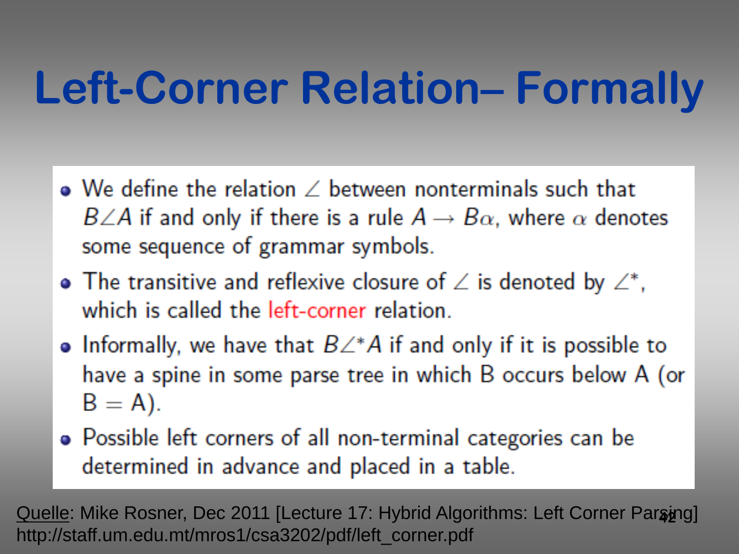# Left-Corner Relation– Formally

- We define the relation $\angle$ between nonterminals such that $B \angle A$ if and only if there is a rule $A \rightarrow B\alpha$, where $\alpha$ denotes some sequence of grammar symbols.
- The transitive and reflexive closure of $\angle$ is denoted by $\angle^*$, which is called the left-corner relation.
- Informally, we have that $B \angle^* A$ if and only if it is possible to have a spine in some parse tree in which B occurs below A (or B = A).
- Possible left corners of all non-terminal categories can be determined in advance and placed in a table.

Quelle: Mike Rosner, Dec 2011 [Lecture 17: Hybrid Algorithms: Left Corner Parsing] http://staff.um.edu.mt/mros1/csa3202/pdf/left_corner.pdf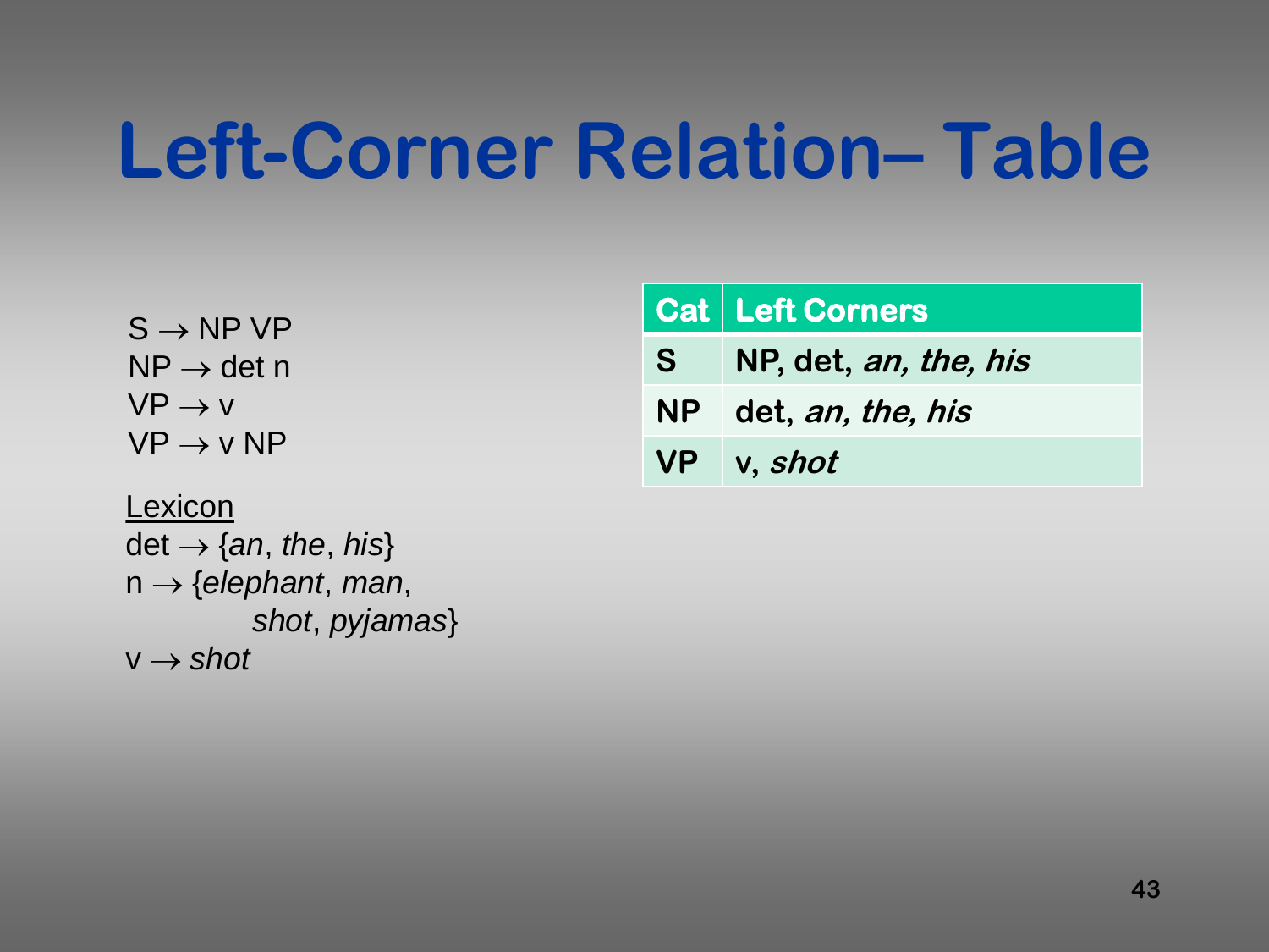# Left-Corner Relation– Table

S → NP VP
NP → det n
VP → v
VP → v NP

Lexicon
det → {*an*, *the*, *his*}
n → {*elephant*, *man*, *shot*, *pyjamas*}
v → *shot*

| Cat | Left Corners |
|---|---|
| S | NP, det, *an, the, his* |
| NP | det, *an, the, his* |
| VP | v, *shot* |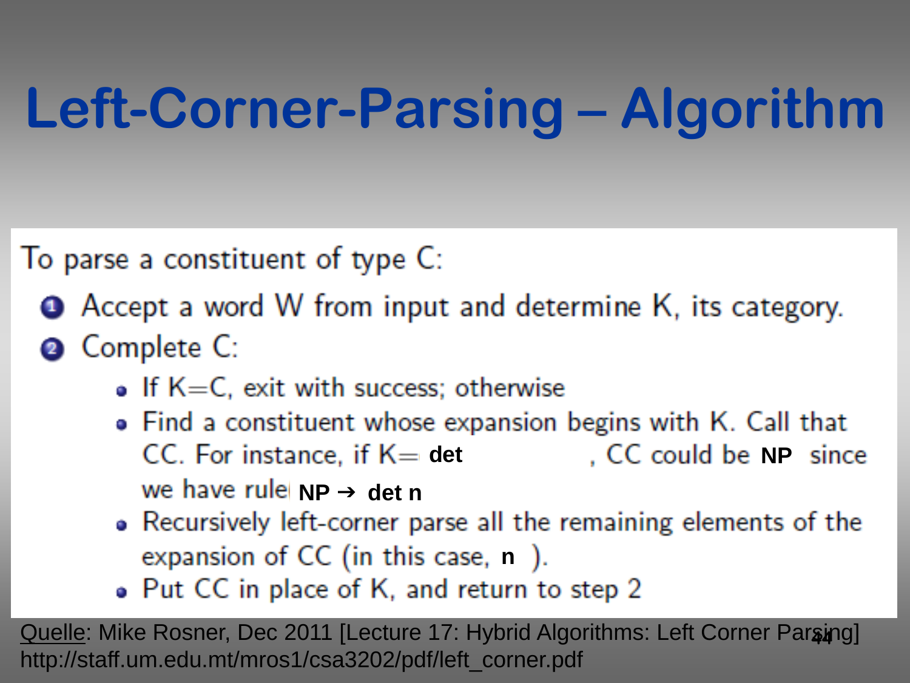# Left-Corner-Parsing – Algorithm

To parse a constituent of type C:

1. Accept a word W from input and determine K, its category.
2. Complete C:
   - If K=C, exit with success; otherwise
   - Find a constituent whose expansion begins with K. Call that CC. For instance, if K= **det** , CC could be **NP** since we have rule **NP → det n**
   - Recursively left-corner parse all the remaining elements of the expansion of CC (in this case, **n** ).
   - Put CC in place of K, and return to step 2

Quelle: Mike Rosner, Dec 2011 [Lecture 17: Hybrid Algorithms: Left Corner Parsing]
http://staff.um.edu.mt/mros1/csa3202/pdf/left_corner.pdf